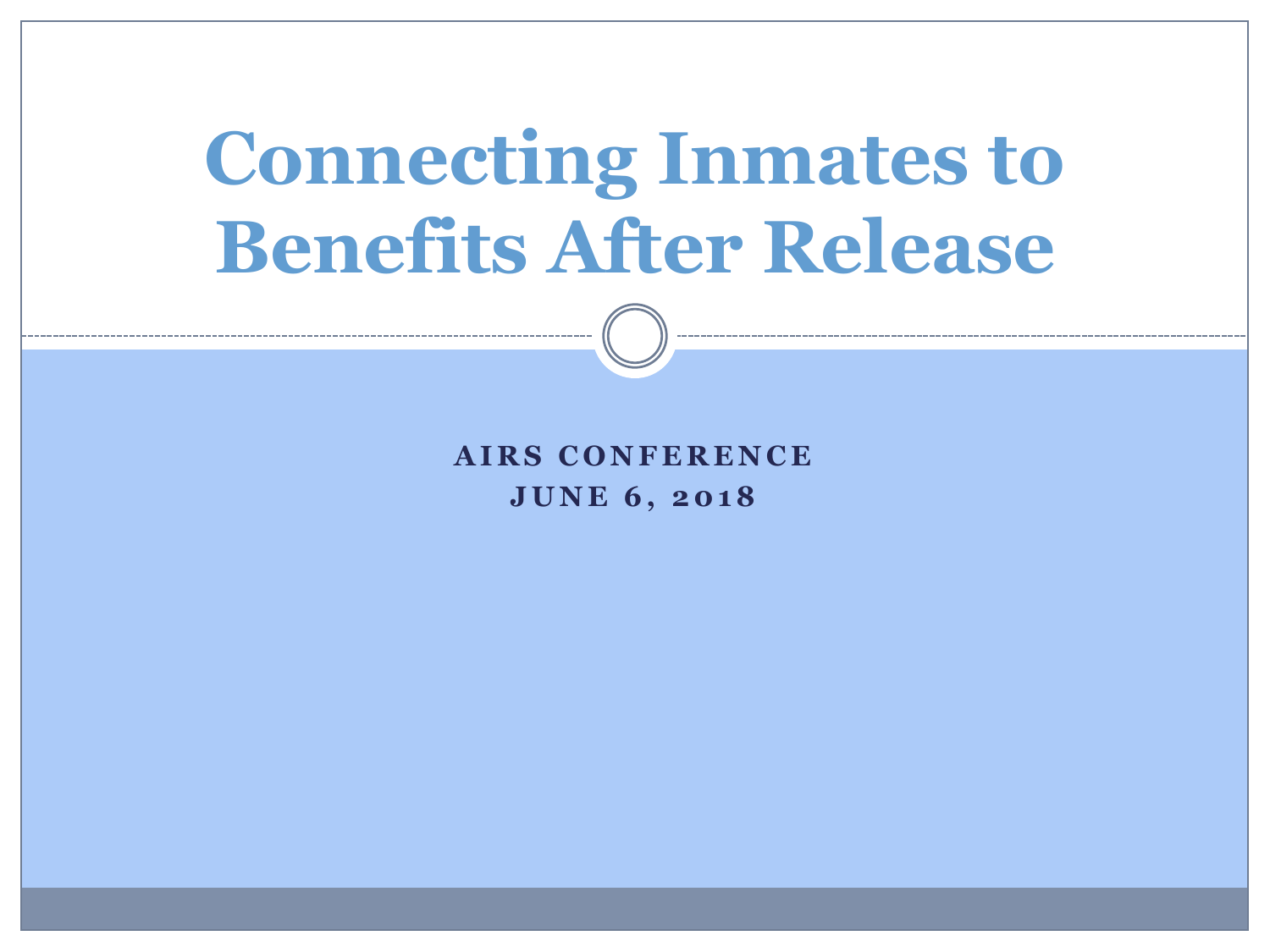# Connecting Inmates to Benefits After Release

**AIRS CONFERENCE**
**JUNE 6, 2018**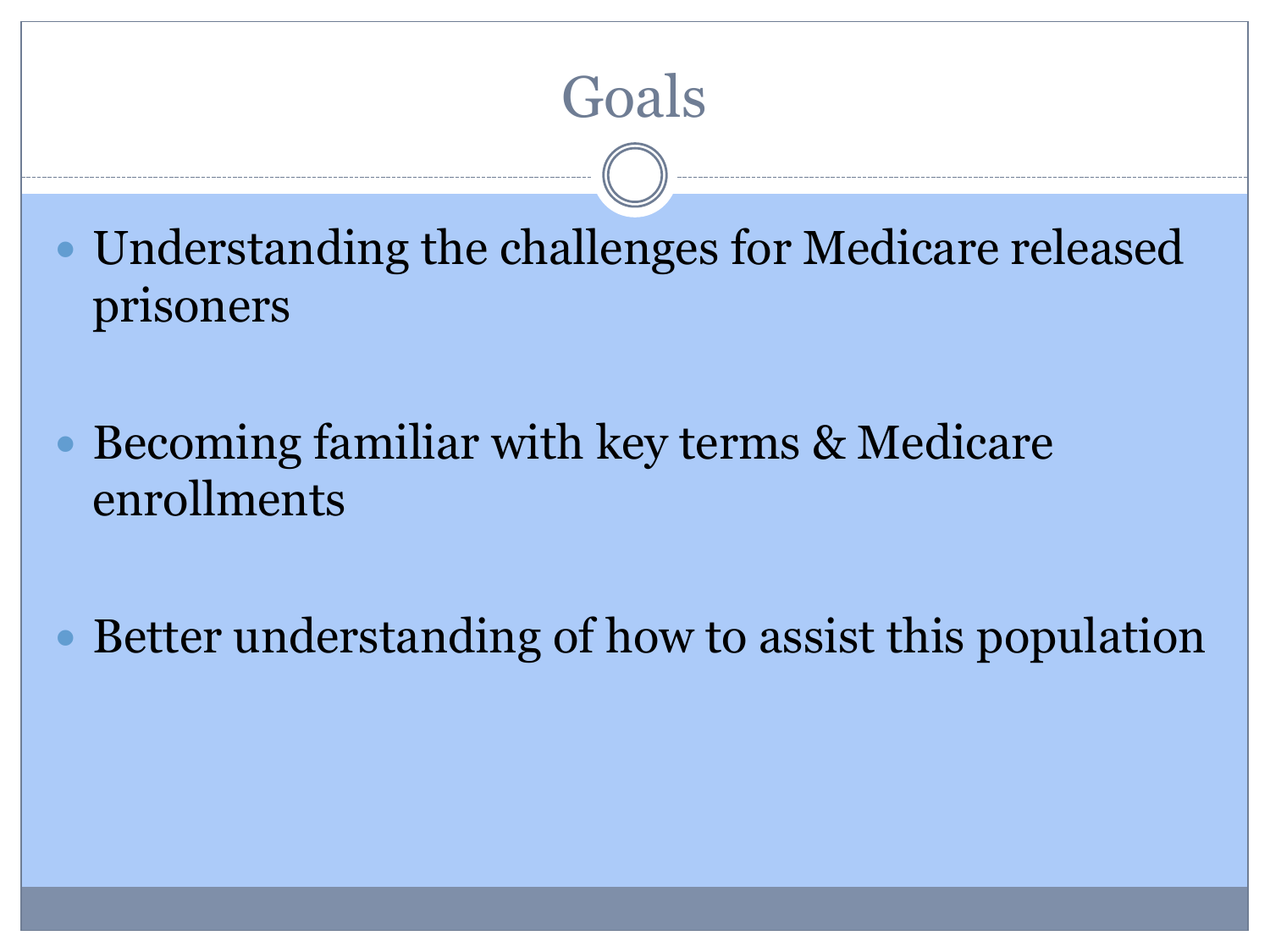# Goals

- Understanding the challenges for Medicare released prisoners
- Becoming familiar with key terms & Medicare enrollments
- Better understanding of how to assist this population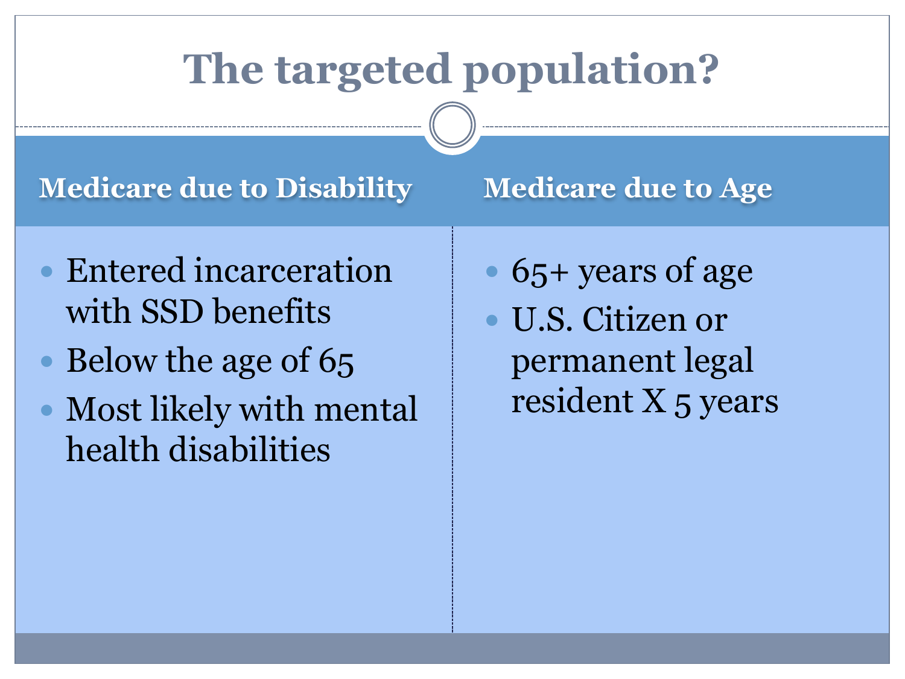# The targeted population?

## Medicare due to Disability

- Entered incarceration with SSD benefits
- Below the age of 65
- Most likely with mental health disabilities

## Medicare due to Age

- 65+ years of age
- U.S. Citizen or permanent legal resident X 5 years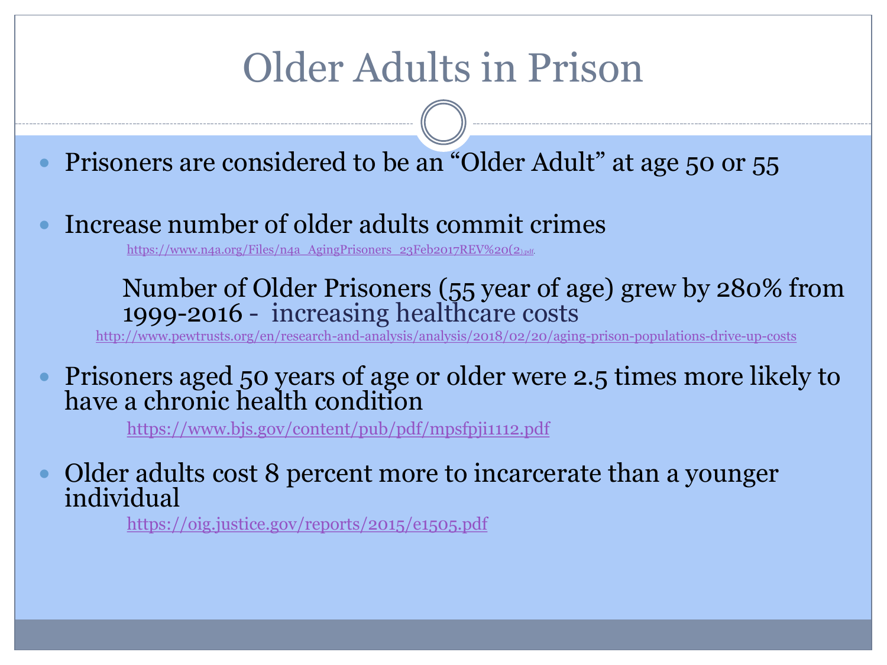# Older Adults in Prison

- Prisoners are considered to be an “Older Adult” at age 50 or 55
- Increase number of older adults commit crimes

  https://www.n4a.org/Files/n4a_AgingPrisoners_23Feb2017REV%20(2).pdf.

  Number of Older Prisoners (55 year of age) grew by 280% from 1999-2016 - increasing healthcare costs

  http://www.pewtrusts.org/en/research-and-analysis/analysis/2018/02/20/aging-prison-populations-drive-up-costs

- Prisoners aged 50 years of age or older were 2.5 times more likely to have a chronic health condition

  https://www.bjs.gov/content/pub/pdf/mpsfpji1112.pdf

- Older adults cost 8 percent more to incarcerate than a younger individual

  https://oig.justice.gov/reports/2015/e1505.pdf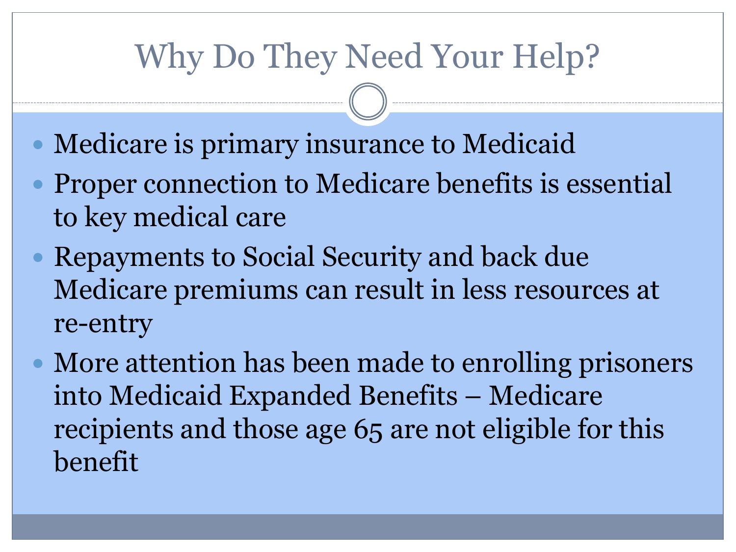# Why Do They Need Your Help?

- Medicare is primary insurance to Medicaid
- Proper connection to Medicare benefits is essential to key medical care
- Repayments to Social Security and back due Medicare premiums can result in less resources at re-entry
- More attention has been made to enrolling prisoners into Medicaid Expanded Benefits – Medicare recipients and those age 65 are not eligible for this benefit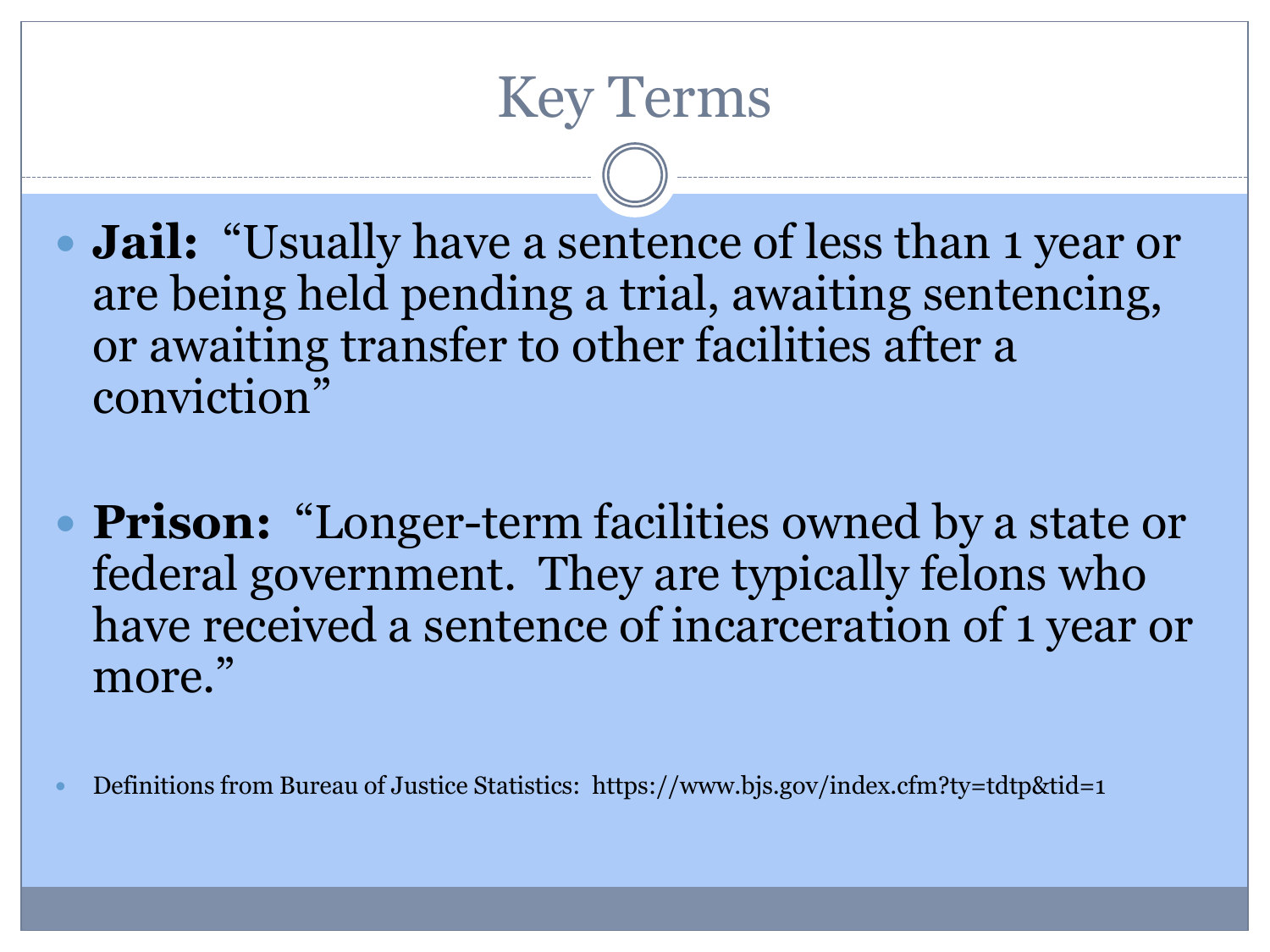# Key Terms

- **Jail:** "Usually have a sentence of less than 1 year or are being held pending a trial, awaiting sentencing, or awaiting transfer to other facilities after a conviction"

- **Prison:** "Longer-term facilities owned by a state or federal government. They are typically felons who have received a sentence of incarceration of 1 year or more."

- Definitions from Bureau of Justice Statistics: https://www.bjs.gov/index.cfm?ty=tdtp&tid=1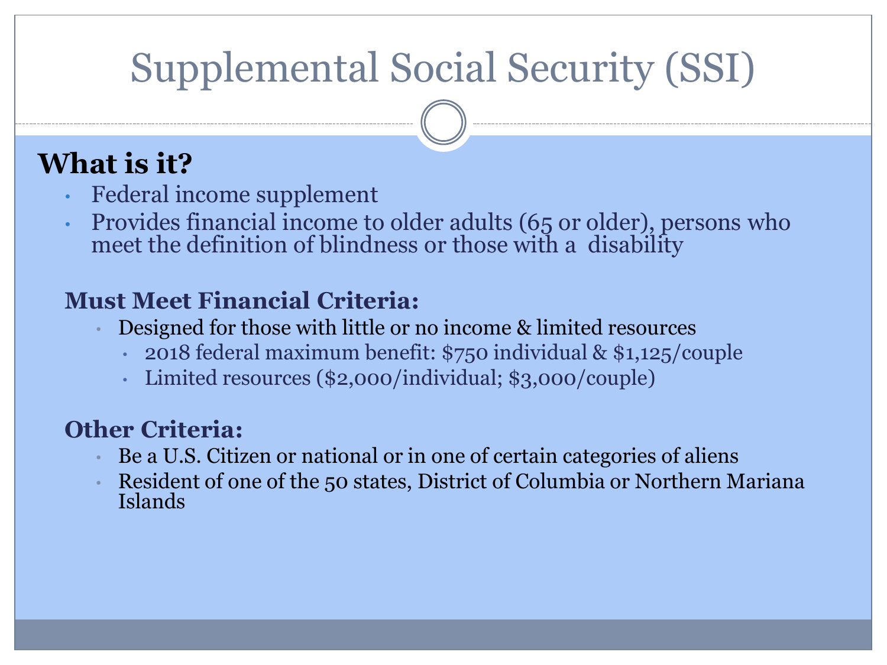# Supplemental Social Security (SSI)

## What is it?

- Federal income supplement
- Provides financial income to older adults (65 or older), persons who meet the definition of blindness or those with a disability

### Must Meet Financial Criteria:

- Designed for those with little or no income & limited resources
  - 2018 federal maximum benefit: $750 individual & $1,125/couple
  - Limited resources ($2,000/individual; $3,000/couple)

### Other Criteria:

- Be a U.S. Citizen or national or in one of certain categories of aliens
- Resident of one of the 50 states, District of Columbia or Northern Mariana Islands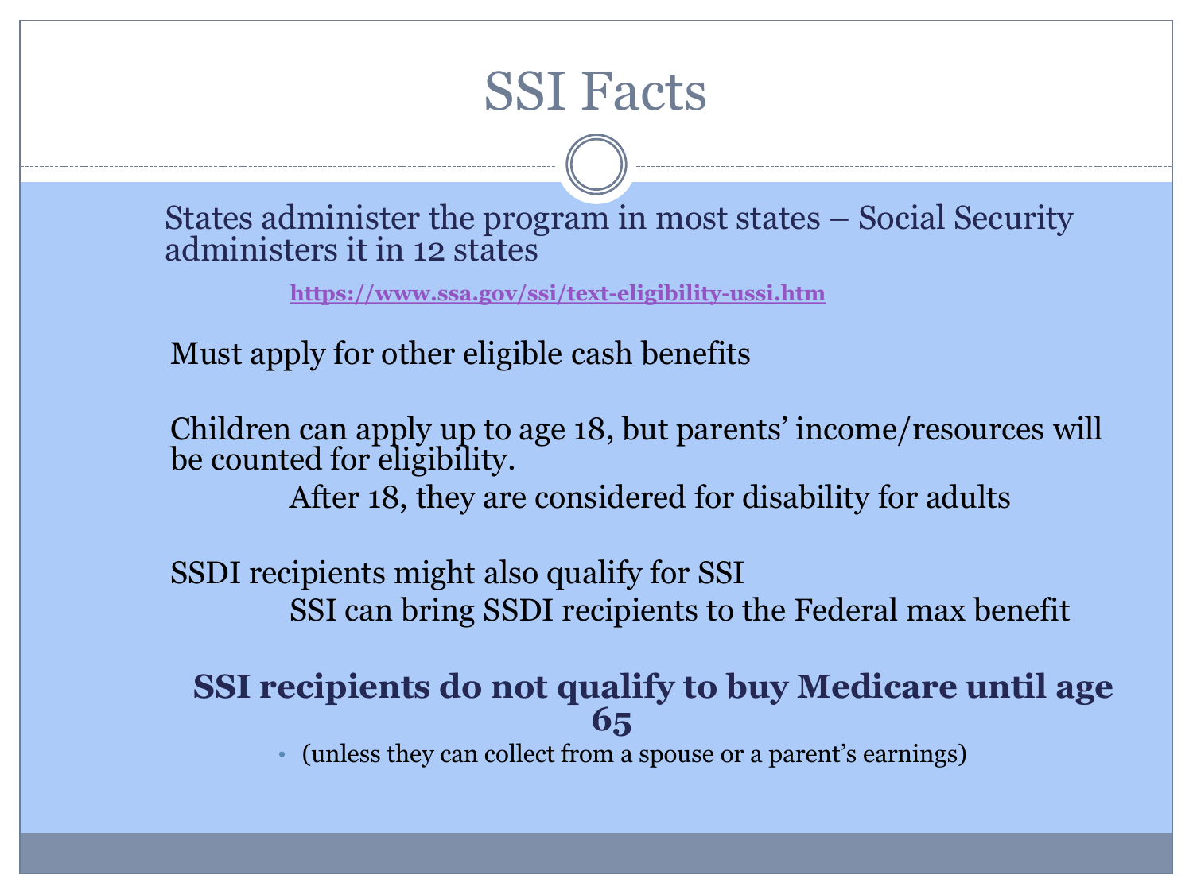# SSI Facts

States administer the program in most states – Social Security administers it in 12 states

https://www.ssa.gov/ssi/text-eligibility-ussi.htm

Must apply for other eligible cash benefits

Children can apply up to age 18, but parents' income/resources will be counted for eligibility.

After 18, they are considered for disability for adults

SSDI recipients might also qualify for SSI

SSI can bring SSDI recipients to the Federal max benefit

**SSI recipients do not qualify to buy Medicare until age 65**

- (unless they can collect from a spouse or a parent's earnings)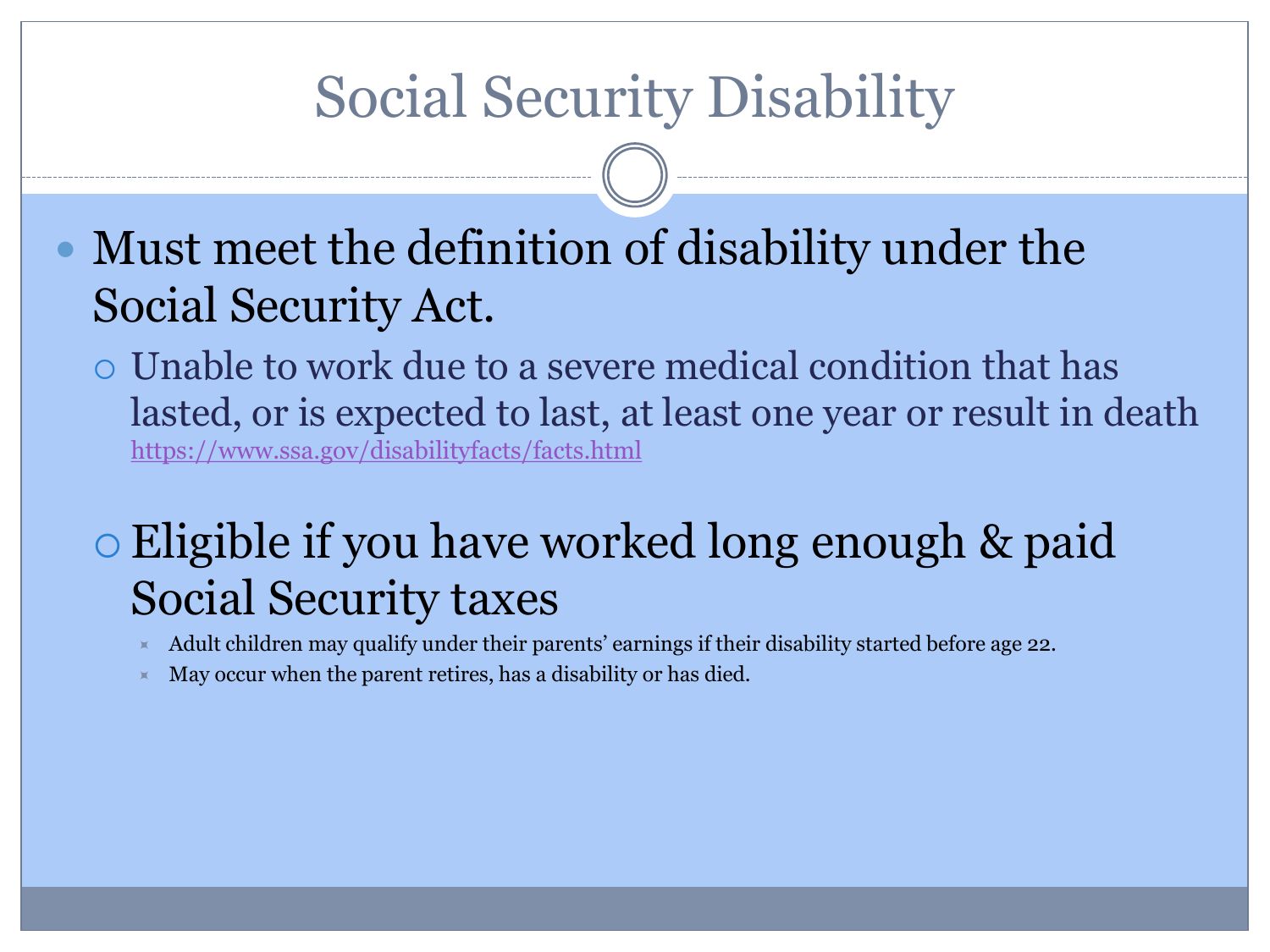# Social Security Disability

- Must meet the definition of disability under the Social Security Act.
  - Unable to work due to a severe medical condition that has lasted, or is expected to last, at least one year or result in death https://www.ssa.gov/disabilityfacts/facts.html

  - Eligible if you have worked long enough & paid Social Security taxes
    - Adult children may qualify under their parents' earnings if their disability started before age 22.
    - May occur when the parent retires, has a disability or has died.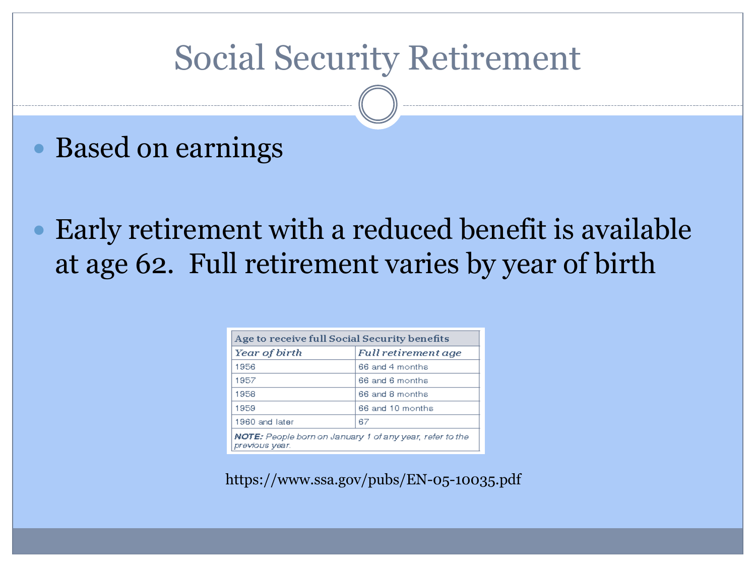# Social Security Retirement

- Based on earnings
- Early retirement with a reduced benefit is available at age 62. Full retirement varies by year of birth

| Age to receive full Social Security benefits | |
|---|---|
| *Year of birth* | *Full retirement age* |
| 1956 | 66 and 4 months |
| 1957 | 66 and 6 months |
| 1958 | 66 and 8 months |
| 1959 | 66 and 10 months |
| 1960 and later | 67 |

***NOTE:*** *People born on January 1 of any year, refer to the previous year.*

https://www.ssa.gov/pubs/EN-05-10035.pdf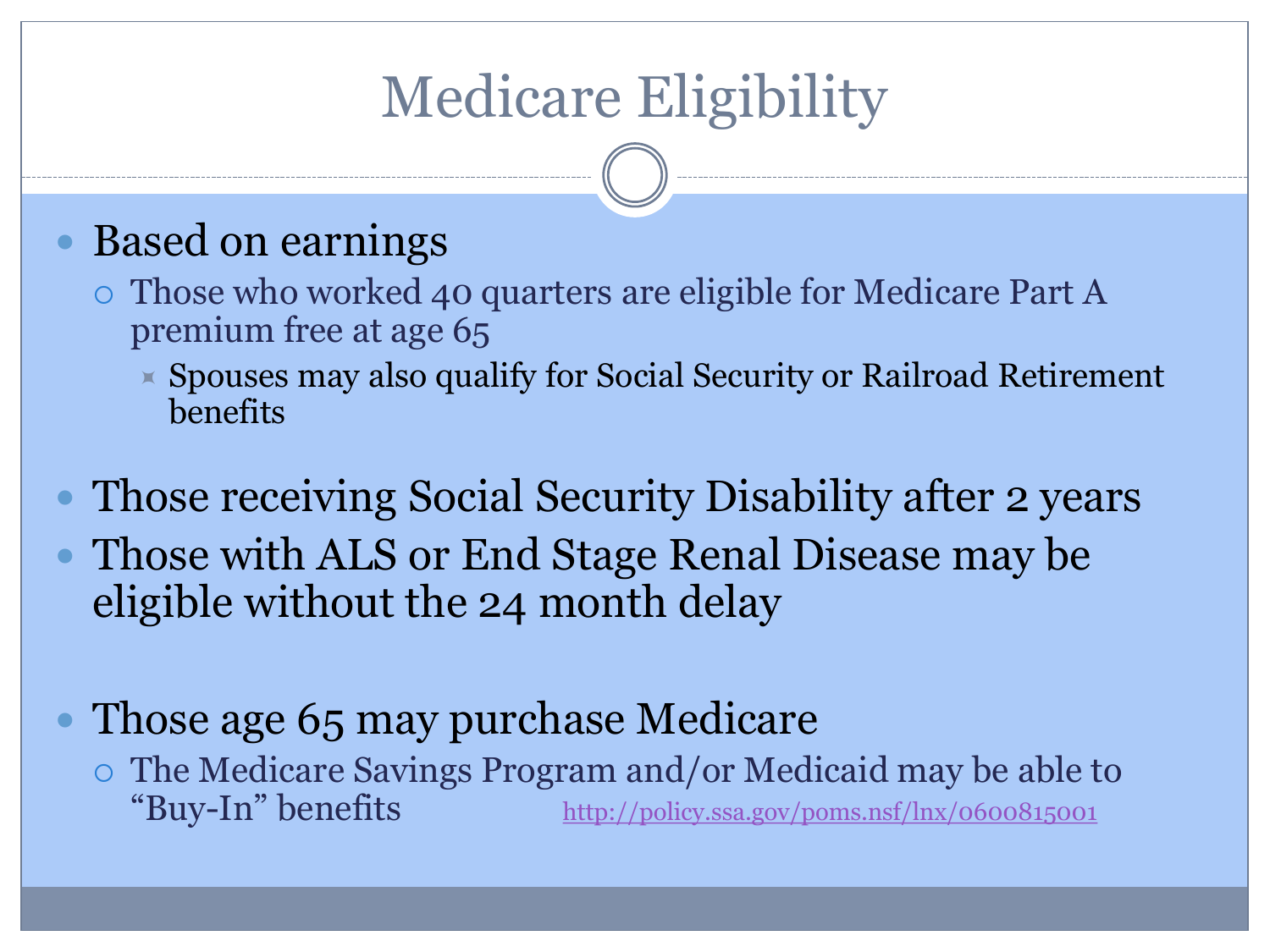# Medicare Eligibility

- Based on earnings
  - Those who worked 40 quarters are eligible for Medicare Part A premium free at age 65
    - Spouses may also qualify for Social Security or Railroad Retirement benefits
- Those receiving Social Security Disability after 2 years
- Those with ALS or End Stage Renal Disease may be eligible without the 24 month delay
- Those age 65 may purchase Medicare
  - The Medicare Savings Program and/or Medicaid may be able to "Buy-In" benefits http://policy.ssa.gov/poms.nsf/lnx/0600815001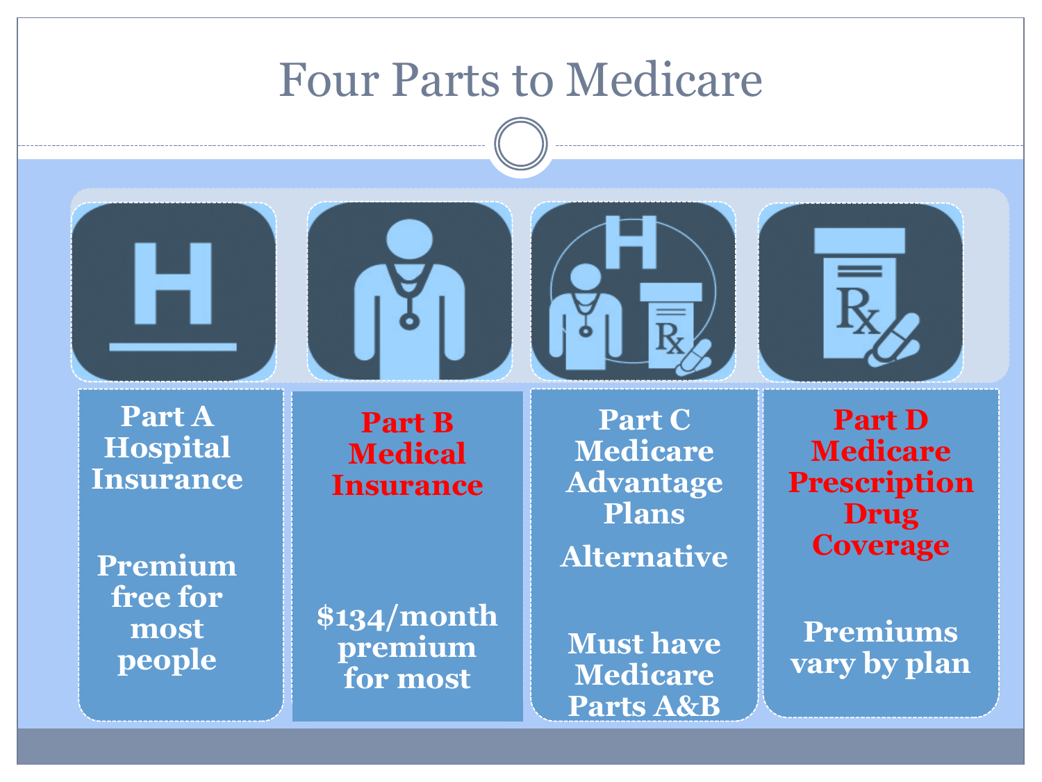# Four Parts to Medicare

**Part A**
**Hospital Insurance**

**Premium free for most people**

**Part B**
**Medical Insurance**

**$134/month premium for most**

**Part C**
**Medicare Advantage Plans**

**Alternative**

**Must have Medicare Parts A&B**

**Part D**
**Medicare Prescription Drug Coverage**

**Premiums vary by plan**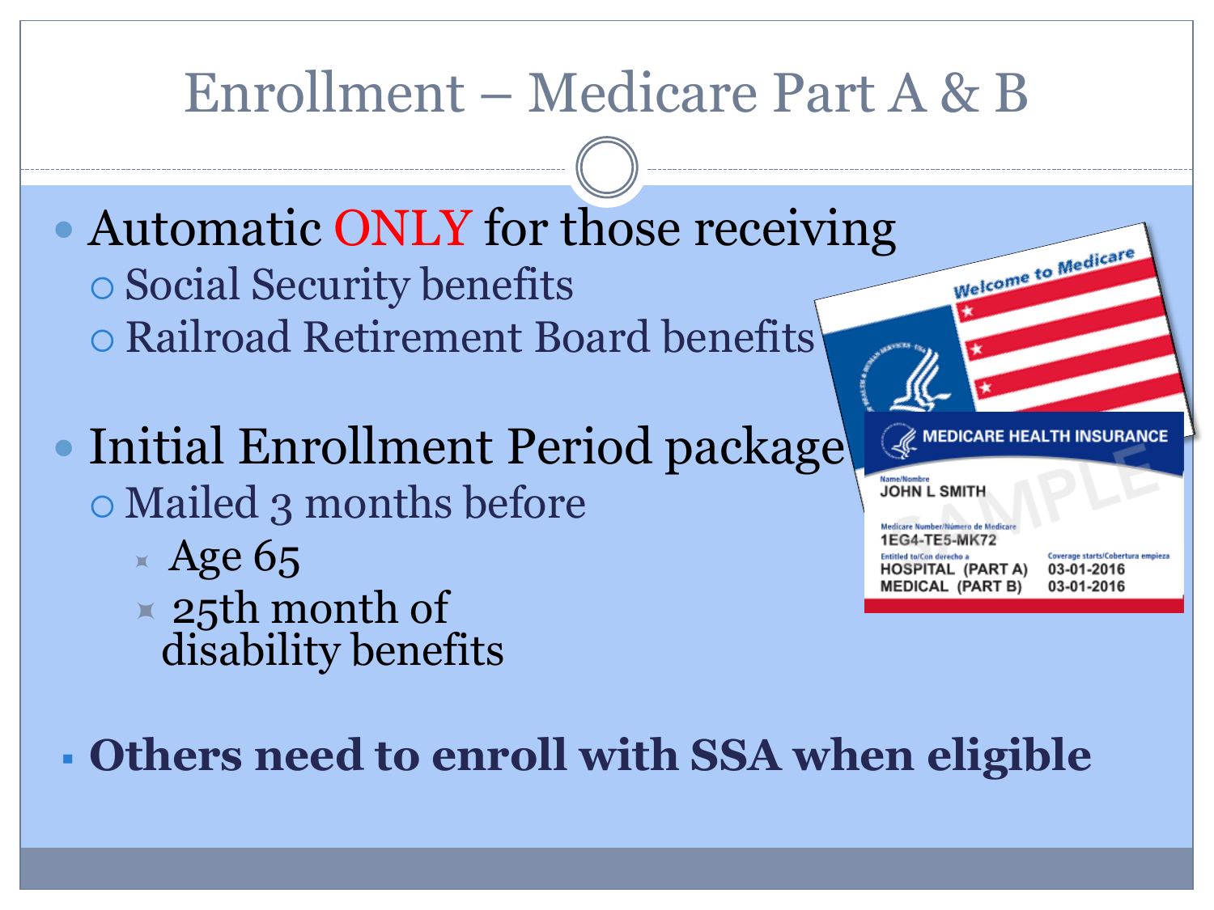# Enrollment – Medicare Part A & B

- Automatic ONLY for those receiving
  - Social Security benefits
  - Railroad Retirement Board benefits
- Initial Enrollment Period package
  - Mailed 3 months before
    - Age 65
    - 25th month of disability benefits

- **Others need to enroll with SSA when eligible**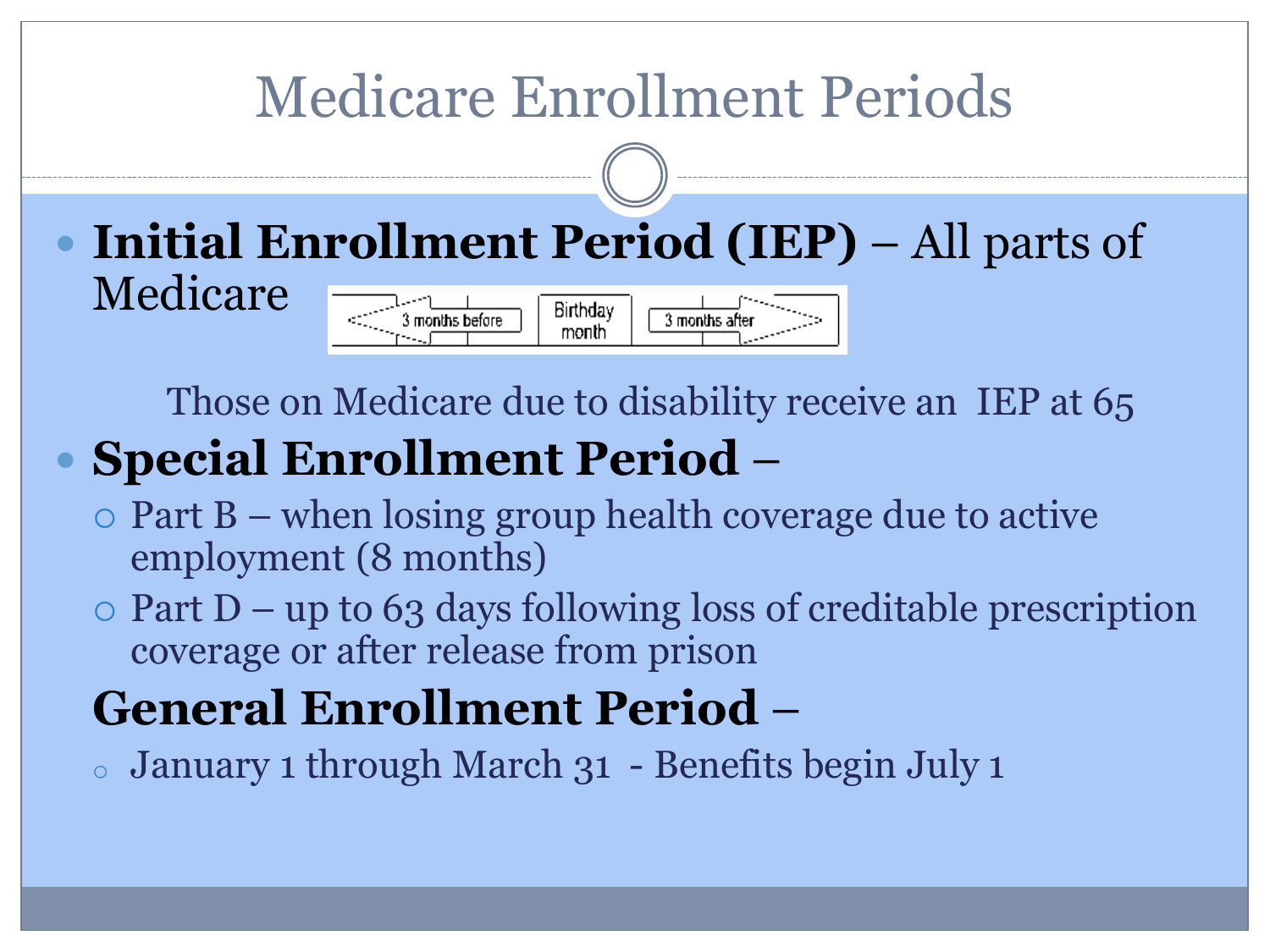# Medicare Enrollment Periods

- **Initial Enrollment Period (IEP)** – All parts of Medicare

  3 months before | Birthday month | 3 months after

  Those on Medicare due to disability receive an IEP at 65

- **Special Enrollment Period** –
  - Part B – when losing group health coverage due to active employment (8 months)
  - Part D – up to 63 days following loss of creditable prescription coverage or after release from prison

**General Enrollment Period** –

- January 1 through March 31 - Benefits begin July 1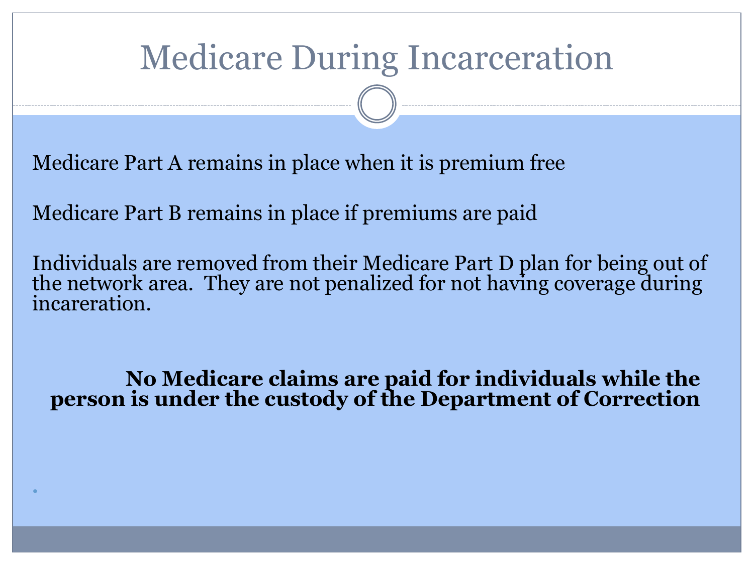# Medicare During Incarceration

Medicare Part A remains in place when it is premium free

Medicare Part B remains in place if premiums are paid

Individuals are removed from their Medicare Part D plan for being out of the network area. They are not penalized for not having coverage during incareration.

**No Medicare claims are paid for individuals while the person is under the custody of the Department of Correction**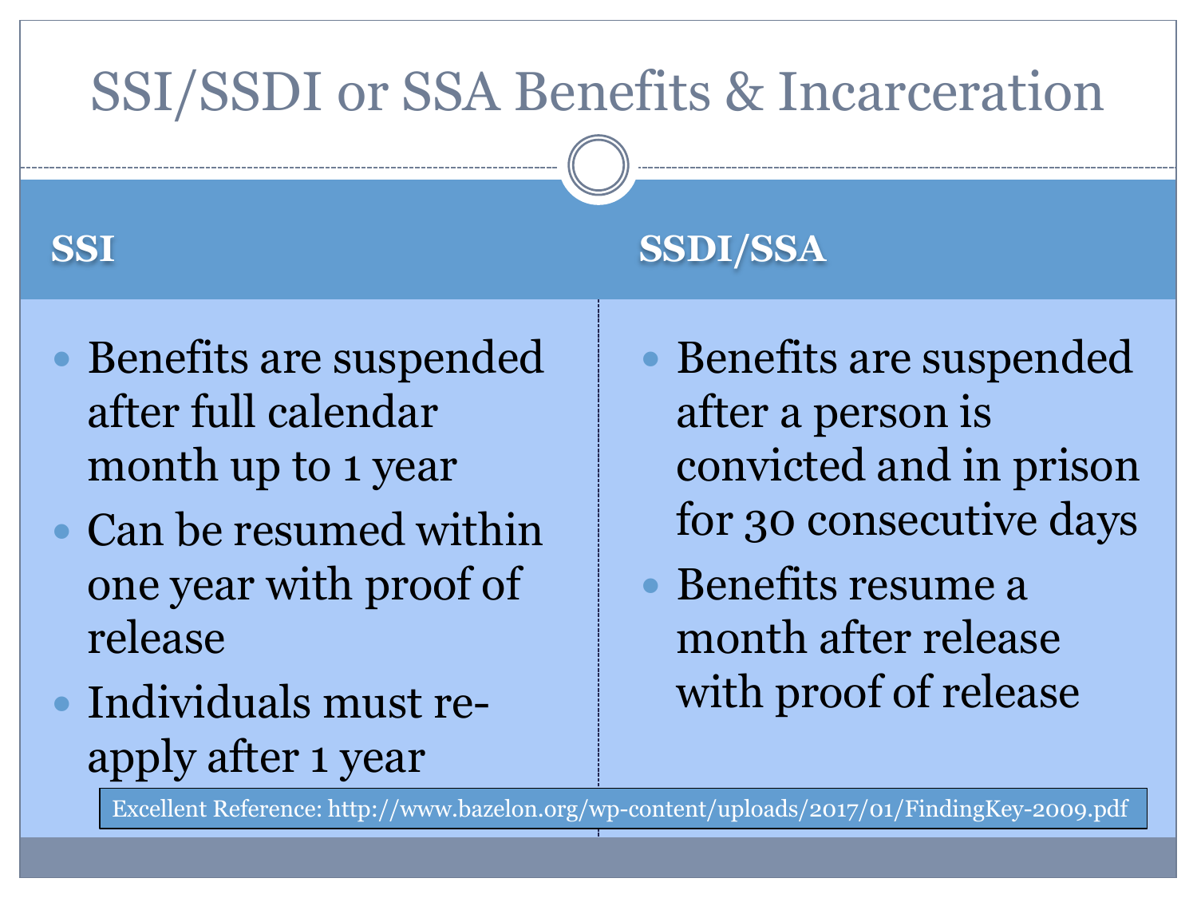# SSI/SSDI or SSA Benefits & Incarceration

## SSI

- Benefits are suspended after full calendar month up to 1 year
- Can be resumed within one year with proof of release
- Individuals must re-apply after 1 year

## SSDI/SSA

- Benefits are suspended after a person is convicted and in prison for 30 consecutive days
- Benefits resume a month after release with proof of release

Excellent Reference: http://www.bazelon.org/wp-content/uploads/2017/01/FindingKey-2009.pdf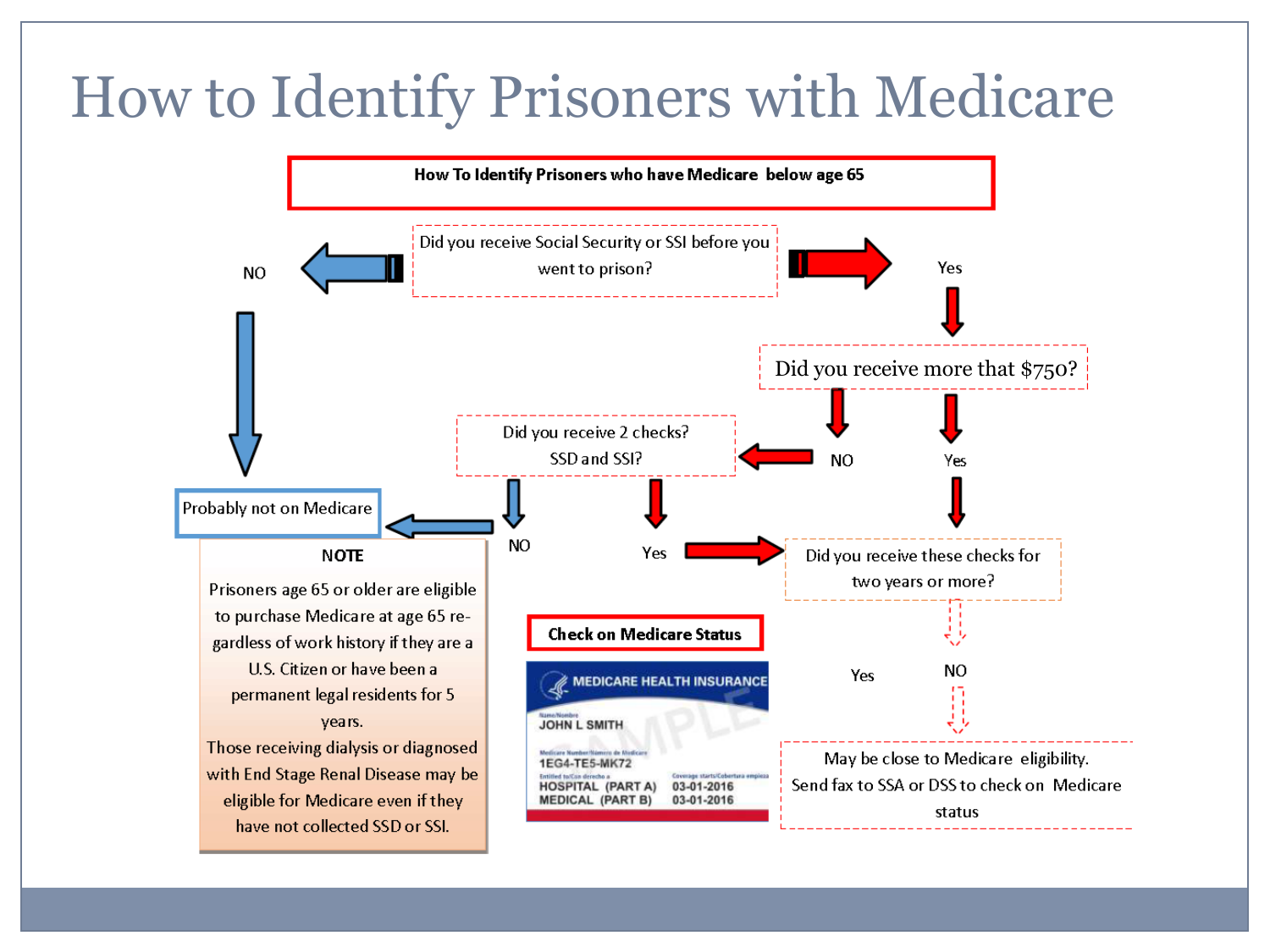# How to Identify Prisoners with Medicare

**How To Identify Prisoners who have Medicare below age 65**

Did you receive Social Security or SSI before you went to prison?

NO

Yes

Did you receive more that $750?

Did you receive 2 checks? SSD and SSI?

NO

Yes

Probably not on Medicare

NO

Yes

Did you receive these checks for two years or more?

**NOTE**

Prisoners age 65 or older are eligible to purchase Medicare at age 65 regardless of work history if they are a U.S. Citizen or have been a permanent legal residents for 5 years.

Those receiving dialysis or diagnosed with End Stage Renal Disease may be eligible for Medicare even if they have not collected SSD or SSI.

**Check on Medicare Status**

MEDICARE HEALTH INSURANCE

Name/Nombre

JOHN L SMITH

Medicare Number/Número de Medicare

1EG4-TE5-MK72

Entitled to/Con derecho a

HOSPITAL (PART A)

MEDICAL (PART B)

Coverage starts/Cobertura empieza

03-01-2016

03-01-2016

SAMPLE

Yes

NO

May be close to Medicare eligibility. Send fax to SSA or DSS to check on Medicare status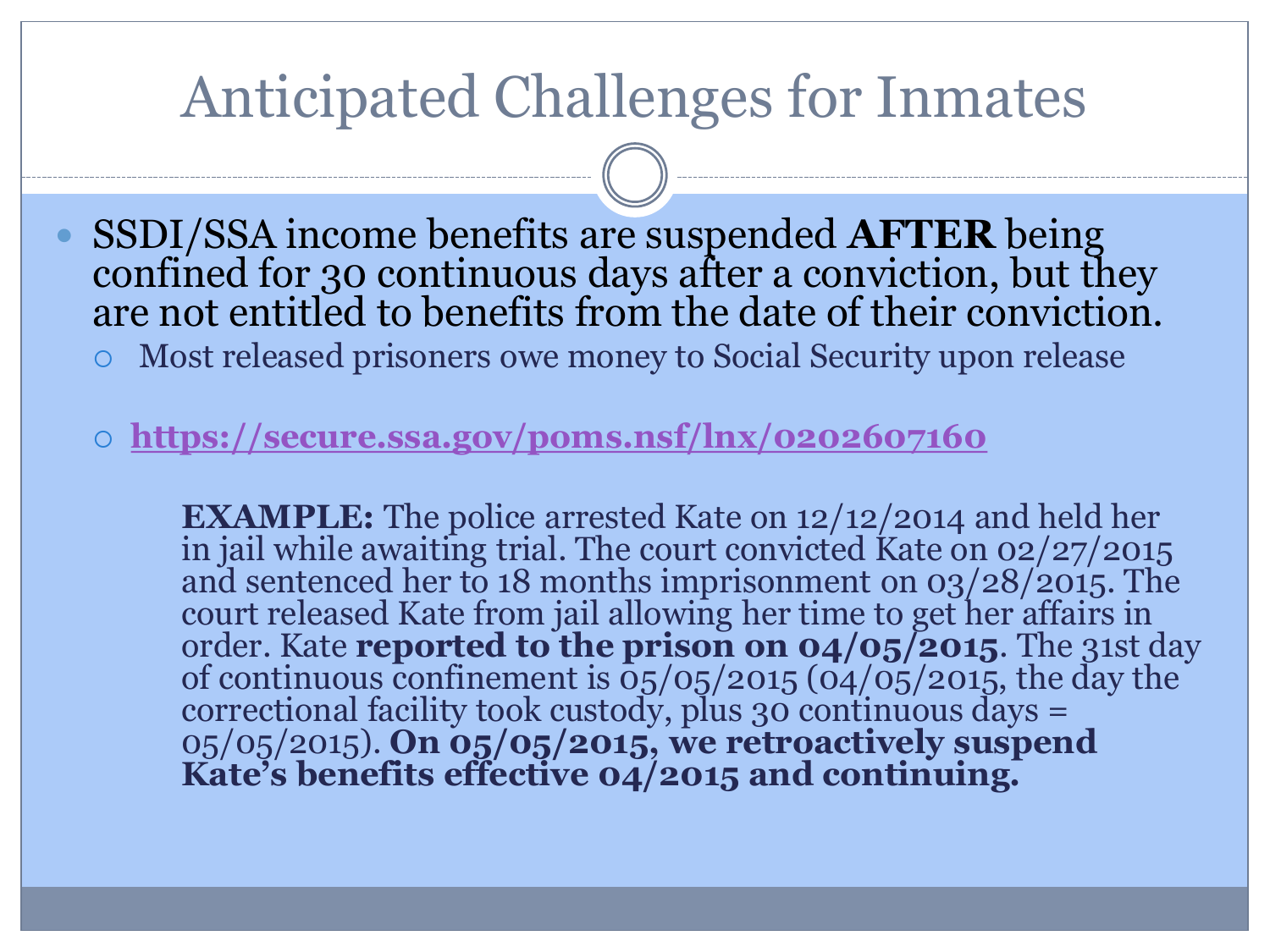# Anticipated Challenges for Inmates

- SSDI/SSA income benefits are suspended **AFTER** being confined for 30 continuous days after a conviction, but they are not entitled to benefits from the date of their conviction.
  - Most released prisoners owe money to Social Security upon release
  - **https://secure.ssa.gov/poms.nsf/lnx/0202607160**

    **EXAMPLE:** The police arrested Kate on 12/12/2014 and held her in jail while awaiting trial. The court convicted Kate on 02/27/2015 and sentenced her to 18 months imprisonment on 03/28/2015. The court released Kate from jail allowing her time to get her affairs in order. Kate **reported to the prison on 04/05/2015**. The 31st day of continuous confinement is 05/05/2015 (04/05/2015, the day the correctional facility took custody, plus 30 continuous days = 05/05/2015). **On 05/05/2015, we retroactively suspend Kate's benefits effective 04/2015 and continuing.**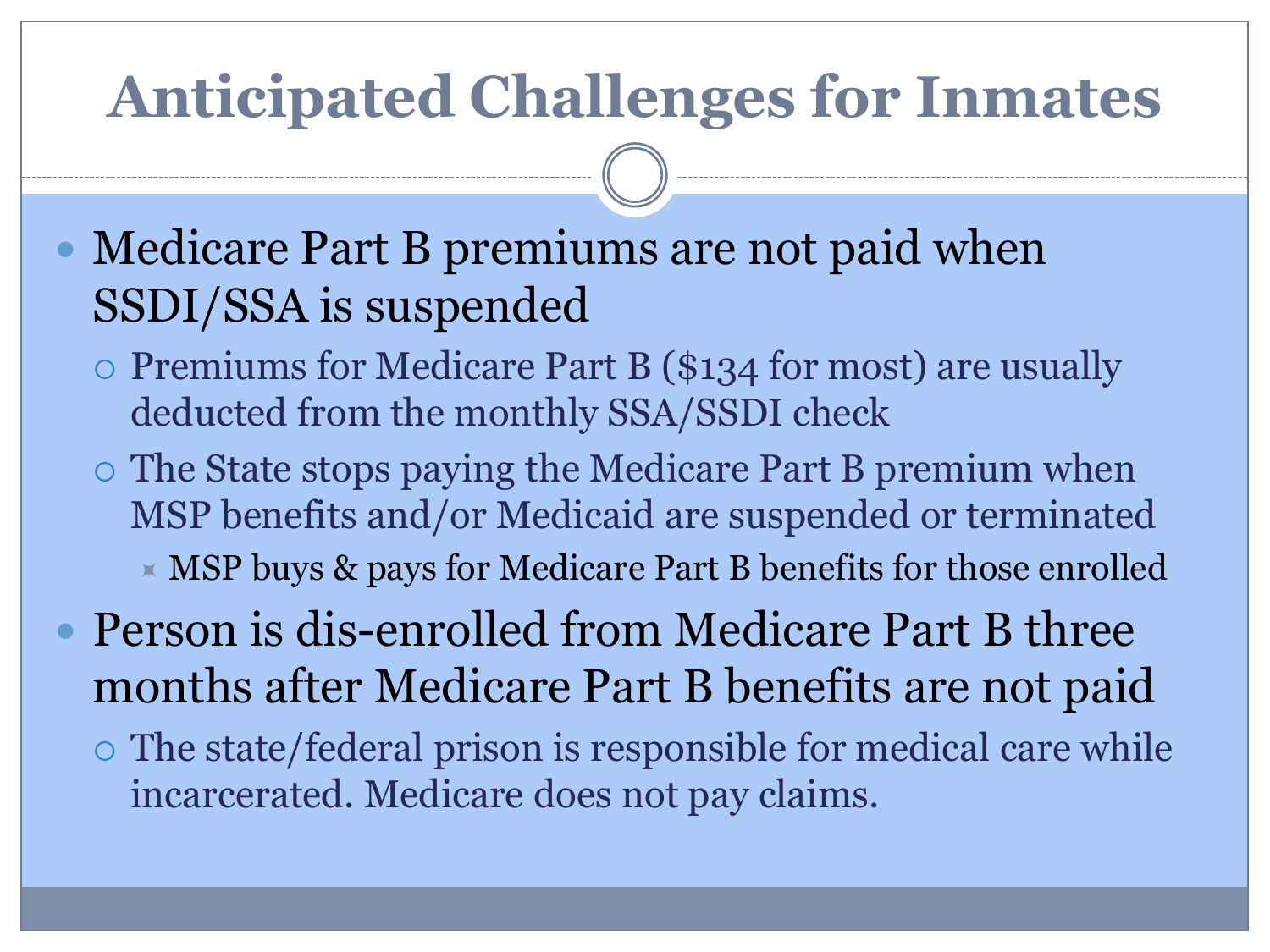# Anticipated Challenges for Inmates

- Medicare Part B premiums are not paid when SSDI/SSA is suspended
  - Premiums for Medicare Part B ($134 for most) are usually deducted from the monthly SSA/SSDI check
  - The State stops paying the Medicare Part B premium when MSP benefits and/or Medicaid are suspended or terminated
    - MSP buys & pays for Medicare Part B benefits for those enrolled
- Person is dis-enrolled from Medicare Part B three months after Medicare Part B benefits are not paid
  - The state/federal prison is responsible for medical care while incarcerated. Medicare does not pay claims.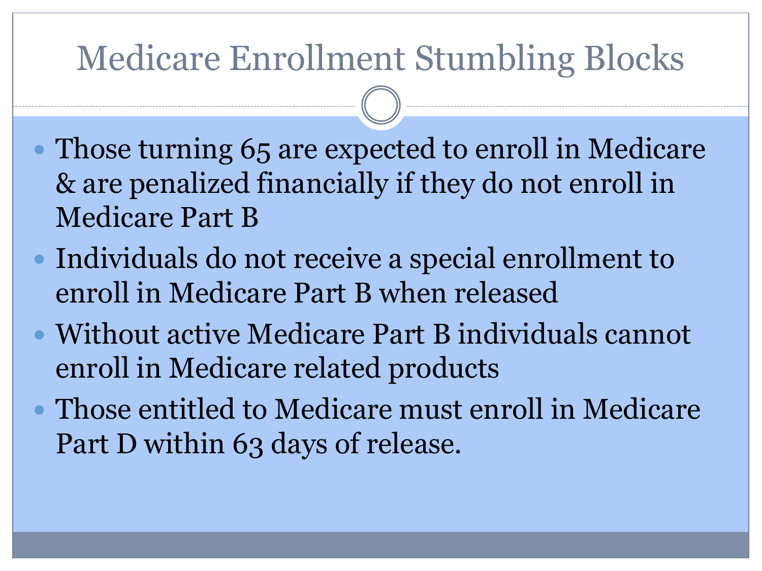# Medicare Enrollment Stumbling Blocks

- Those turning 65 are expected to enroll in Medicare & are penalized financially if they do not enroll in Medicare Part B
- Individuals do not receive a special enrollment to enroll in Medicare Part B when released
- Without active Medicare Part B individuals cannot enroll in Medicare related products
- Those entitled to Medicare must enroll in Medicare Part D within 63 days of release.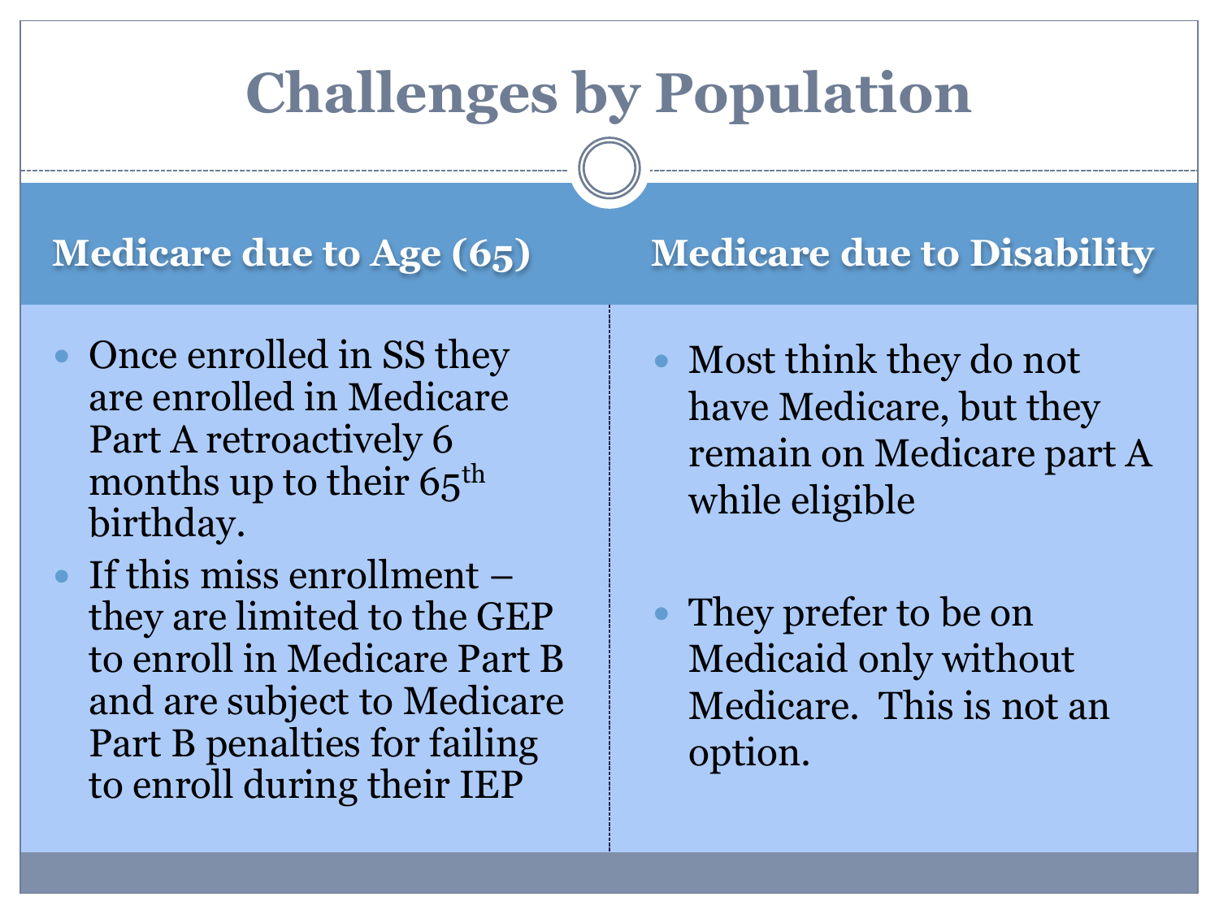# Challenges by Population

## Medicare due to Age (65)

- Once enrolled in SS they are enrolled in Medicare Part A retroactively 6 months up to their 65th birthday.
- If this miss enrollment – they are limited to the GEP to enroll in Medicare Part B and are subject to Medicare Part B penalties for failing to enroll during their IEP

## Medicare due to Disability

- Most think they do not have Medicare, but they remain on Medicare part A while eligible
- They prefer to be on Medicaid only without Medicare. This is not an option.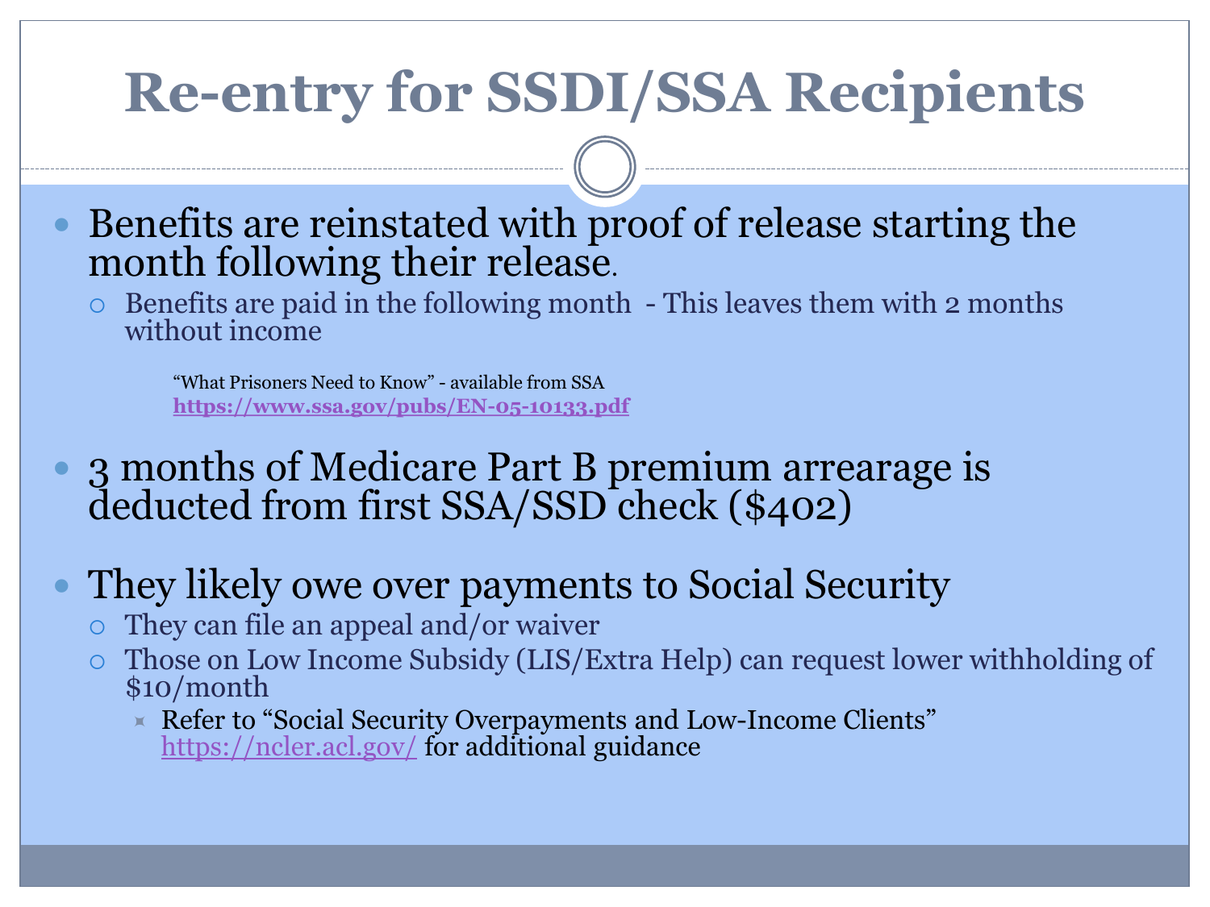# Re-entry for SSDI/SSA Recipients

- Benefits are reinstated with proof of release starting the month following their release.
  - Benefits are paid in the following month - This leaves them with 2 months without income

    "What Prisoners Need to Know" - available from SSA
    **https://www.ssa.gov/pubs/EN-05-10133.pdf**

- 3 months of Medicare Part B premium arrearage is deducted from first SSA/SSD check ($402)

- They likely owe over payments to Social Security
  - They can file an appeal and/or waiver
  - Those on Low Income Subsidy (LIS/Extra Help) can request lower withholding of $10/month
    - Refer to "Social Security Overpayments and Low-Income Clients" https://ncler.acl.gov/ for additional guidance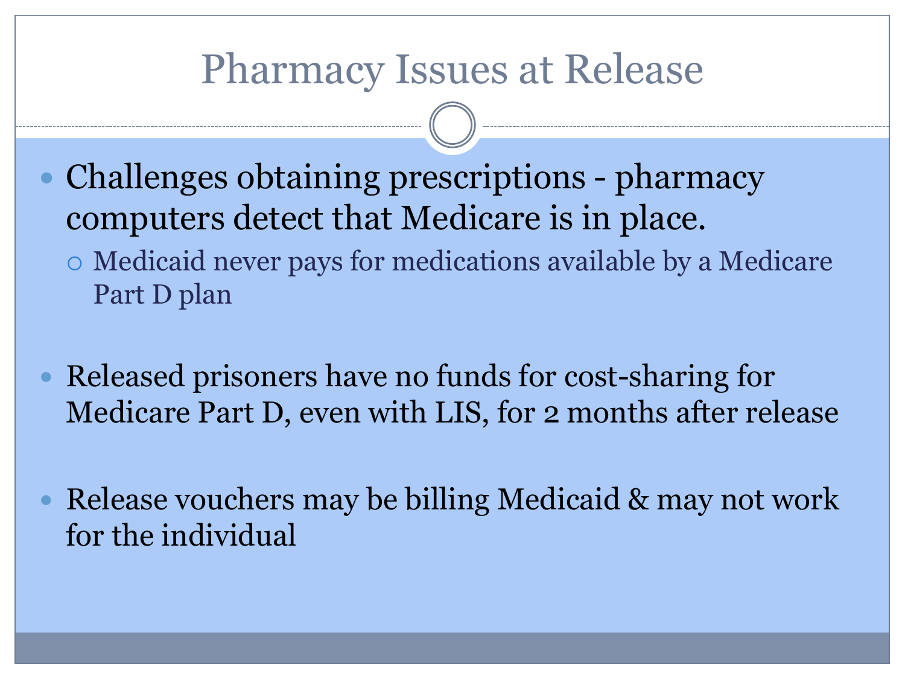# Pharmacy Issues at Release

- Challenges obtaining prescriptions - pharmacy computers detect that Medicare is in place.
  - Medicaid never pays for medications available by a Medicare Part D plan

- Released prisoners have no funds for cost-sharing for Medicare Part D, even with LIS, for 2 months after release

- Release vouchers may be billing Medicaid & may not work for the individual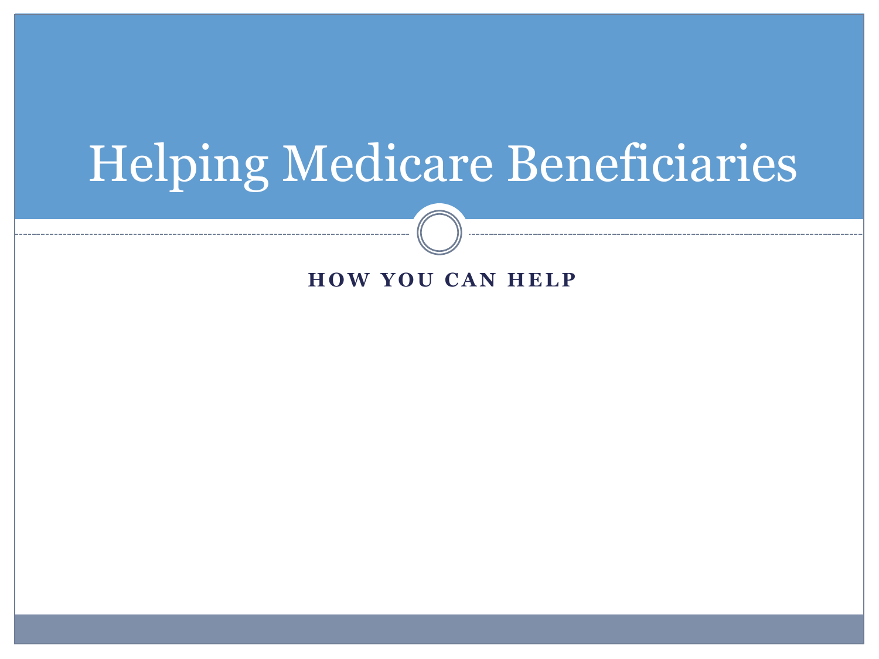# Helping Medicare Beneficiaries

## HOW YOU CAN HELP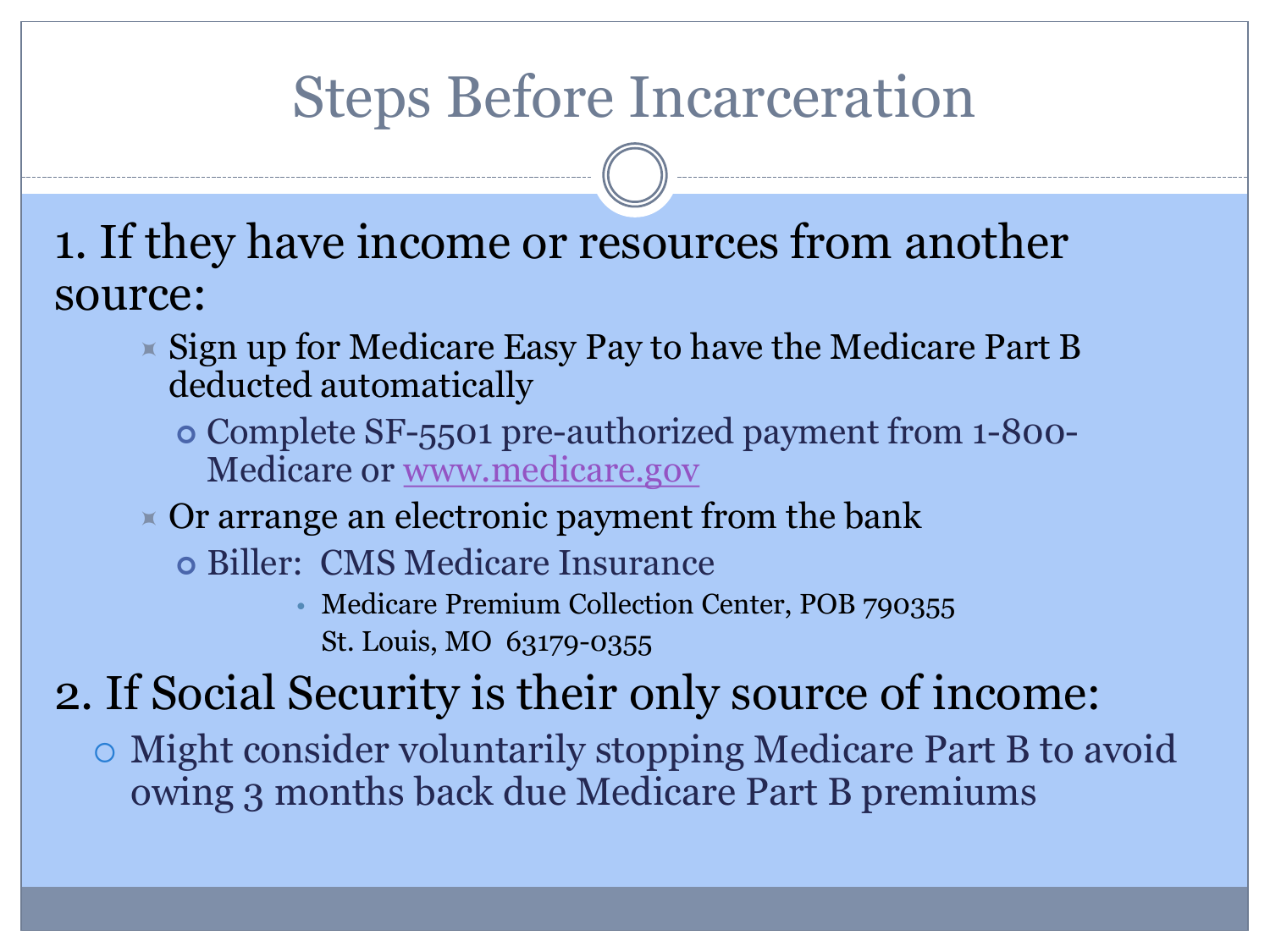# Steps Before Incarceration

1. If they have income or resources from another source:
   - Sign up for Medicare Easy Pay to have the Medicare Part B deducted automatically
     - Complete SF-5501 pre-authorized payment from 1-800-Medicare or www.medicare.gov
   - Or arrange an electronic payment from the bank
     - Biller: CMS Medicare Insurance
       - Medicare Premium Collection Center, POB 790355
         St. Louis, MO 63179-0355

2. If Social Security is their only source of income:
   - Might consider voluntarily stopping Medicare Part B to avoid owing 3 months back due Medicare Part B premiums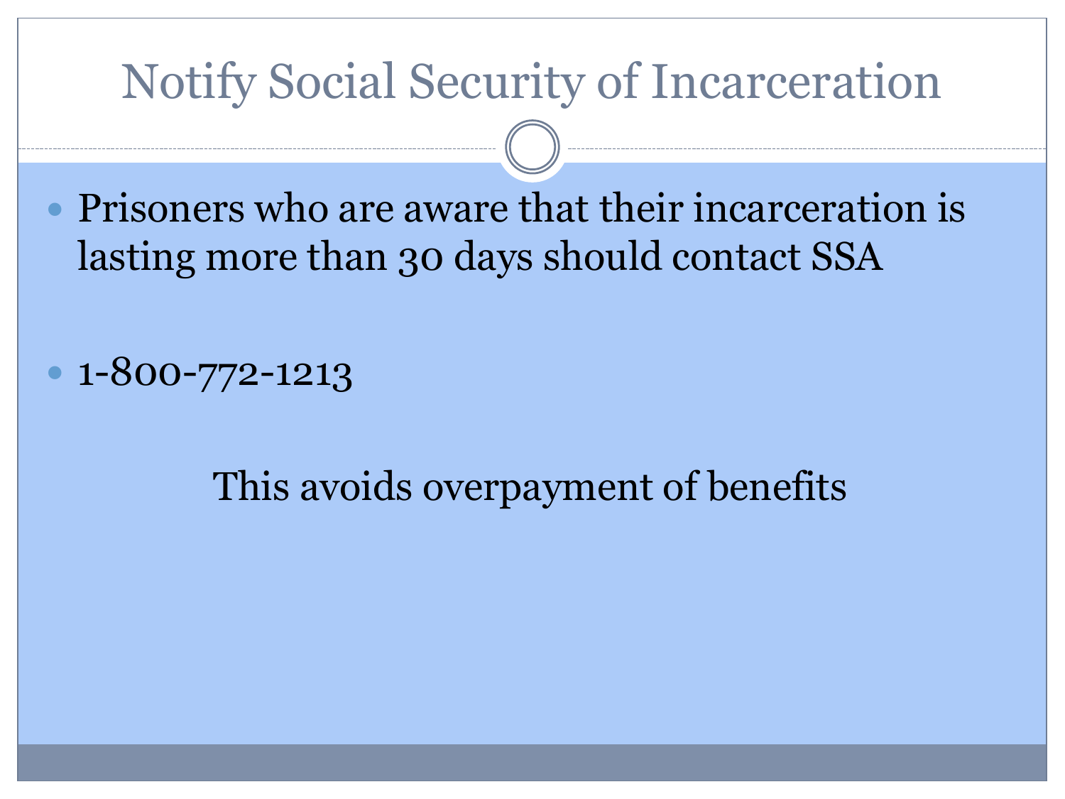# Notify Social Security of Incarceration

- Prisoners who are aware that their incarceration is lasting more than 30 days should contact SSA
- 1-800-772-1213

This avoids overpayment of benefits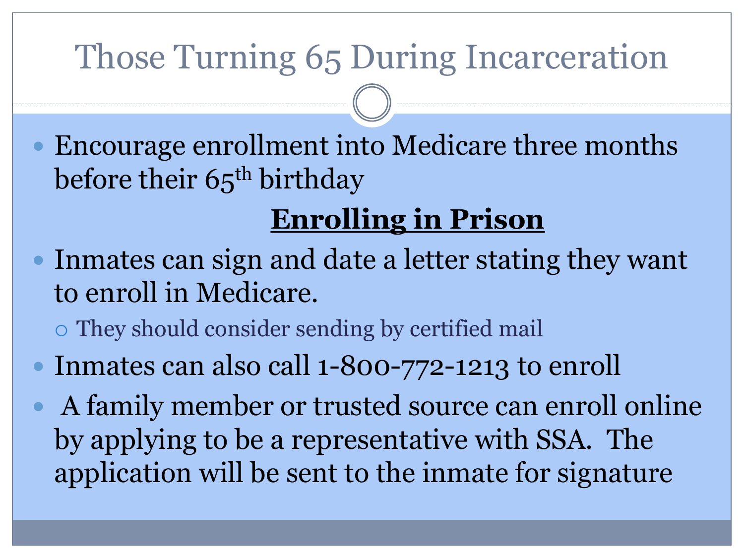# Those Turning 65 During Incarceration

- Encourage enrollment into Medicare three months before their 65th birthday

**<u>Enrolling in Prison</u>**

- Inmates can sign and date a letter stating they want to enroll in Medicare.
  - They should consider sending by certified mail
- Inmates can also call 1-800-772-1213 to enroll
- A family member or trusted source can enroll online by applying to be a representative with SSA. The application will be sent to the inmate for signature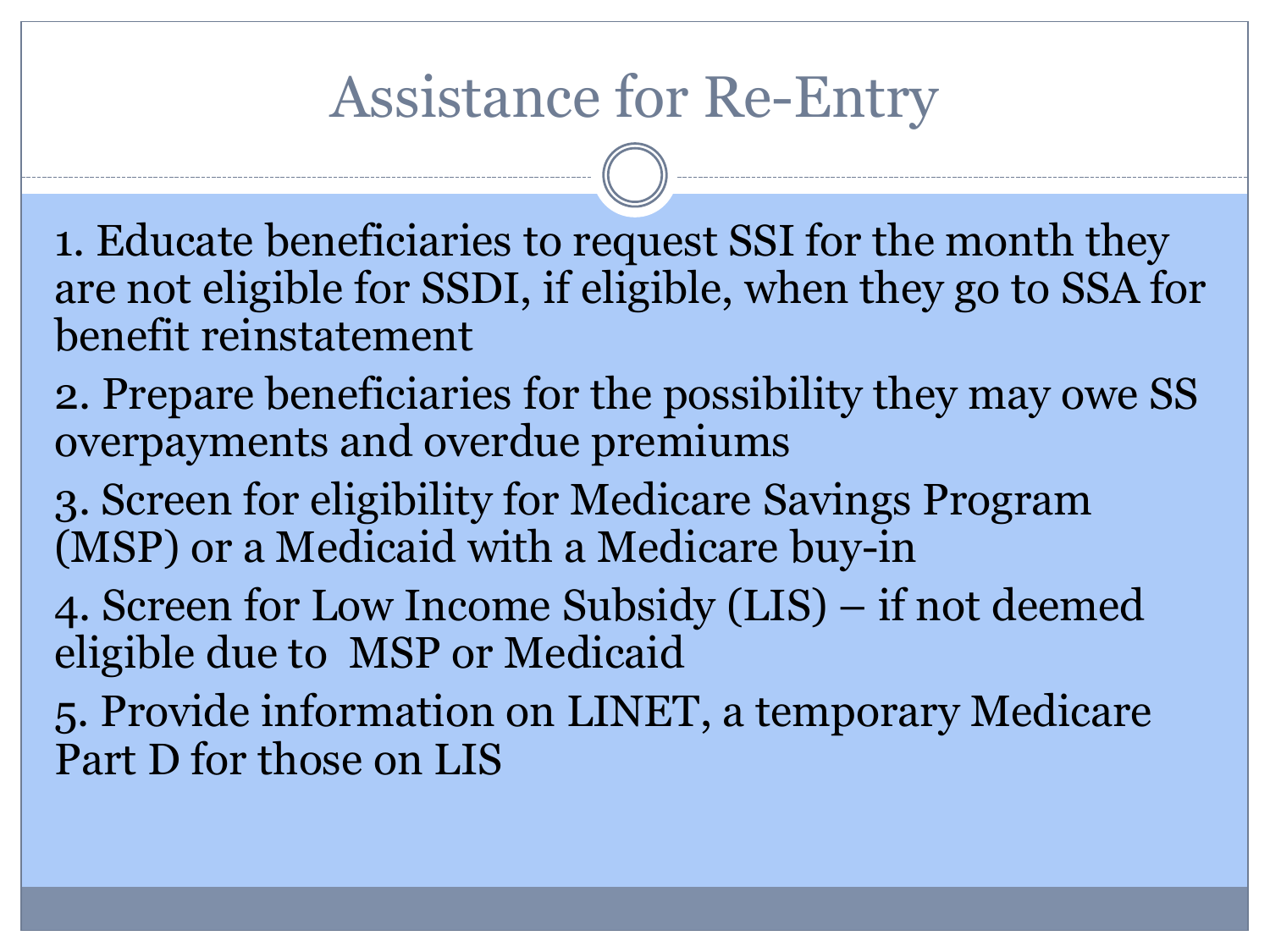# Assistance for Re-Entry

1. Educate beneficiaries to request SSI for the month they are not eligible for SSDI, if eligible, when they go to SSA for benefit reinstatement
2. Prepare beneficiaries for the possibility they may owe SS overpayments and overdue premiums
3. Screen for eligibility for Medicare Savings Program (MSP) or a Medicaid with a Medicare buy-in
4. Screen for Low Income Subsidy (LIS) – if not deemed eligible due to MSP or Medicaid
5. Provide information on LINET, a temporary Medicare Part D for those on LIS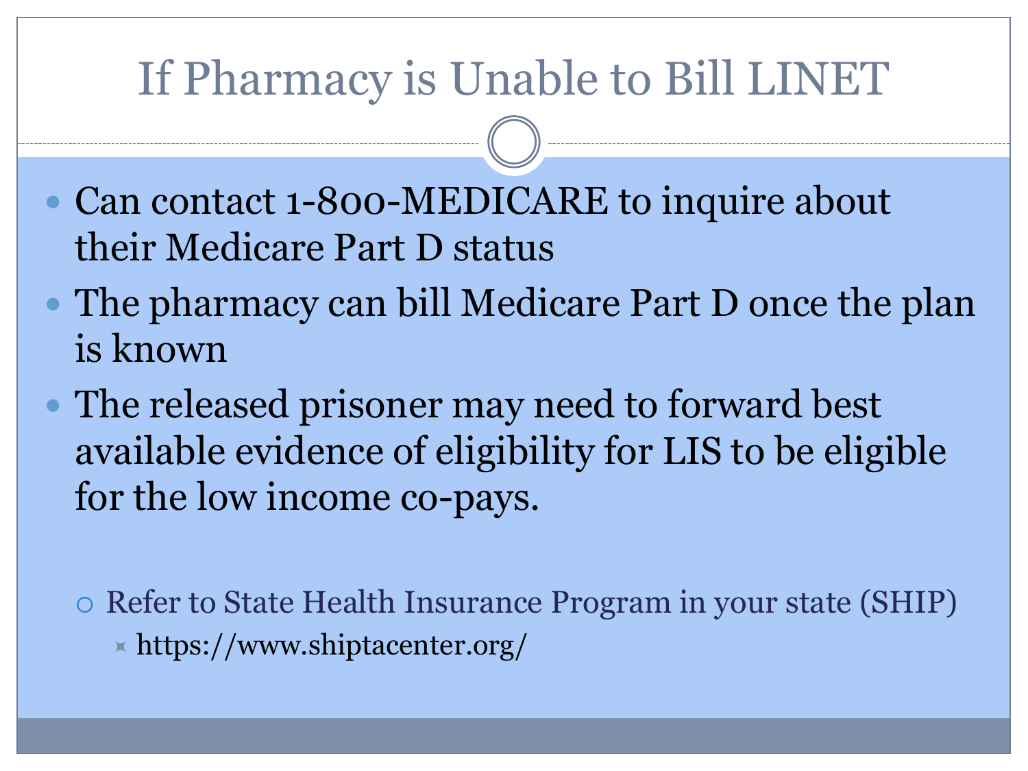# If Pharmacy is Unable to Bill LINET

- Can contact 1-800-MEDICARE to inquire about their Medicare Part D status
- The pharmacy can bill Medicare Part D once the plan is known
- The released prisoner may need to forward best available evidence of eligibility for LIS to be eligible for the low income co-pays.
  - Refer to State Health Insurance Program in your state (SHIP)
    - https://www.shiptacenter.org/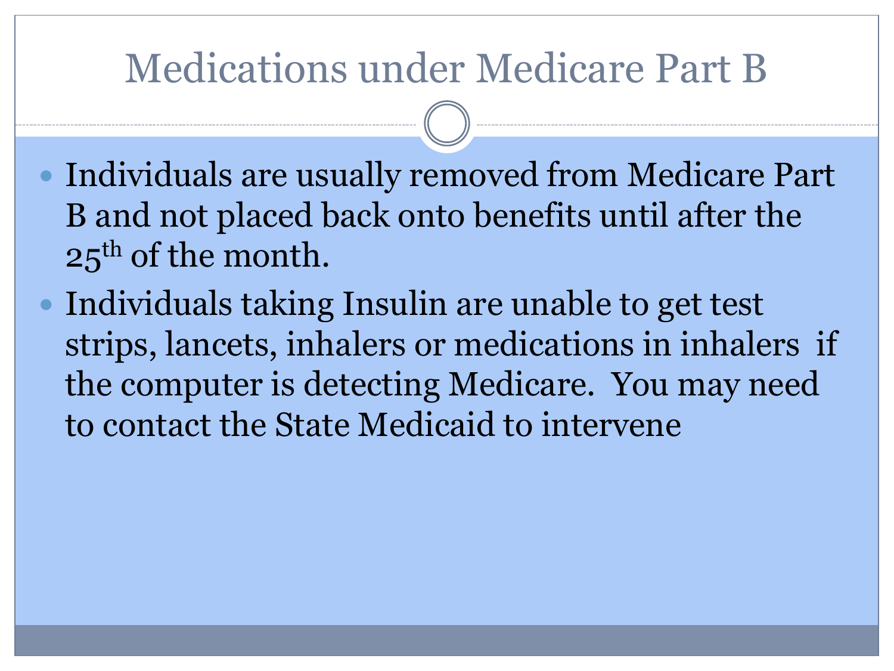# Medications under Medicare Part B

- Individuals are usually removed from Medicare Part B and not placed back onto benefits until after the 25th of the month.
- Individuals taking Insulin are unable to get test strips, lancets, inhalers or medications in inhalers if the computer is detecting Medicare. You may need to contact the State Medicaid to intervene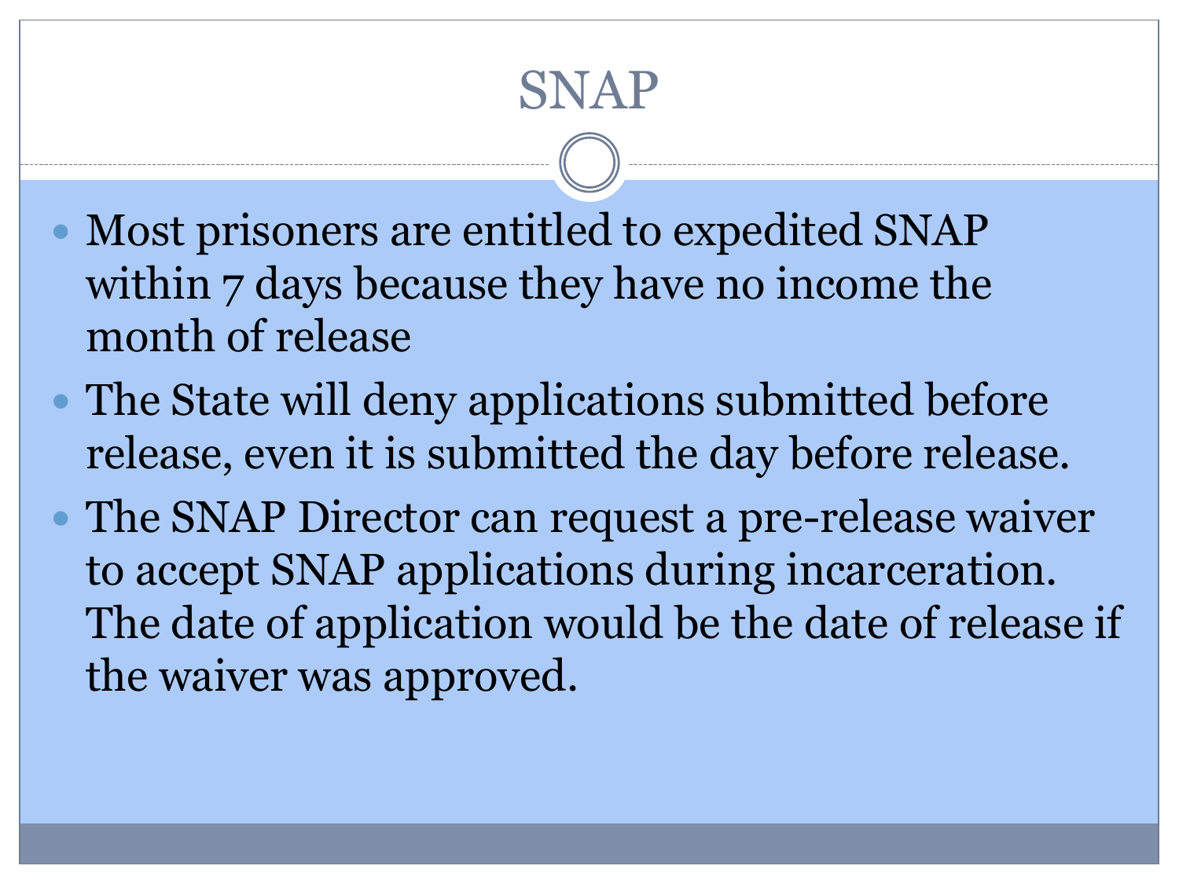# SNAP

- Most prisoners are entitled to expedited SNAP within 7 days because they have no income the month of release
- The State will deny applications submitted before release, even it is submitted the day before release.
- The SNAP Director can request a pre-release waiver to accept SNAP applications during incarceration. The date of application would be the date of release if the waiver was approved.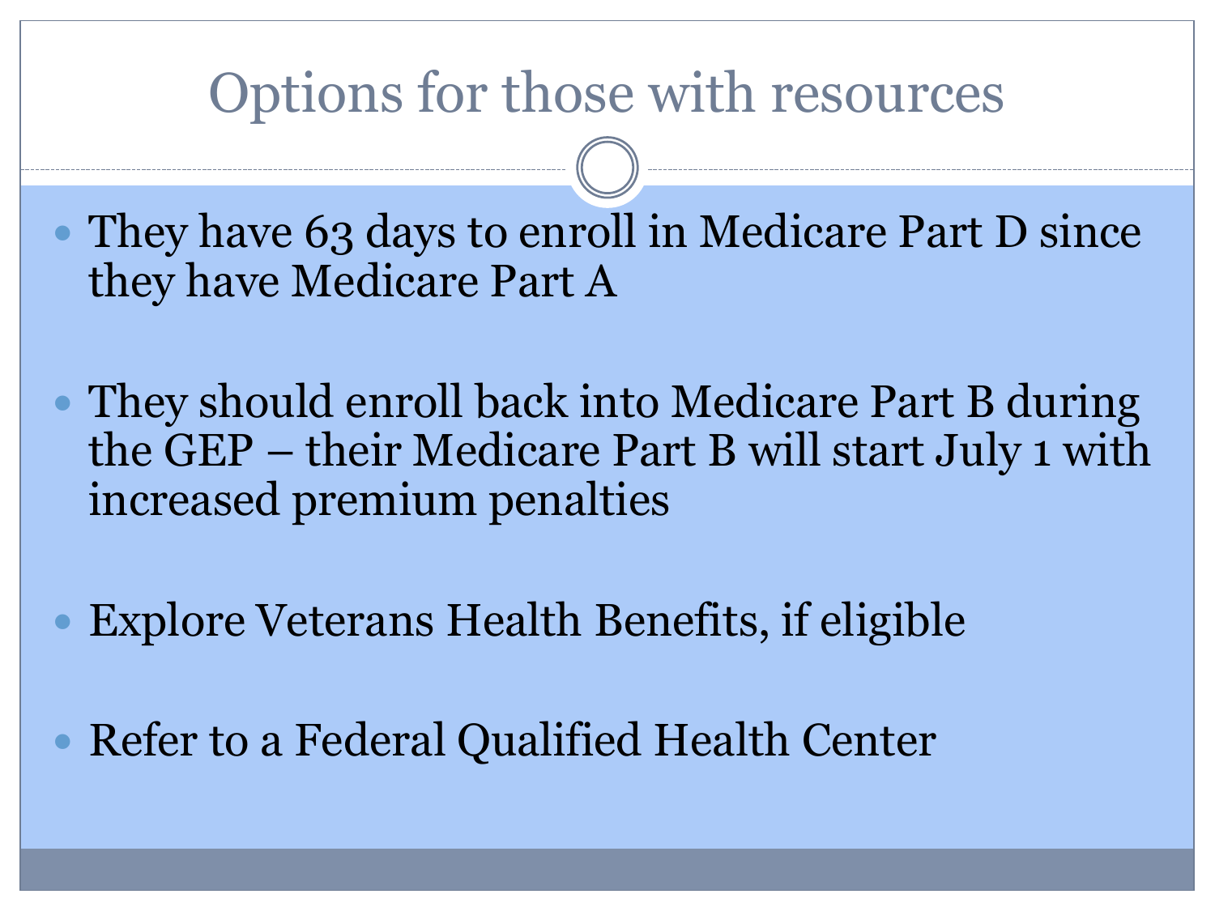# Options for those with resources

- They have 63 days to enroll in Medicare Part D since they have Medicare Part A
- They should enroll back into Medicare Part B during the GEP – their Medicare Part B will start July 1 with increased premium penalties
- Explore Veterans Health Benefits, if eligible
- Refer to a Federal Qualified Health Center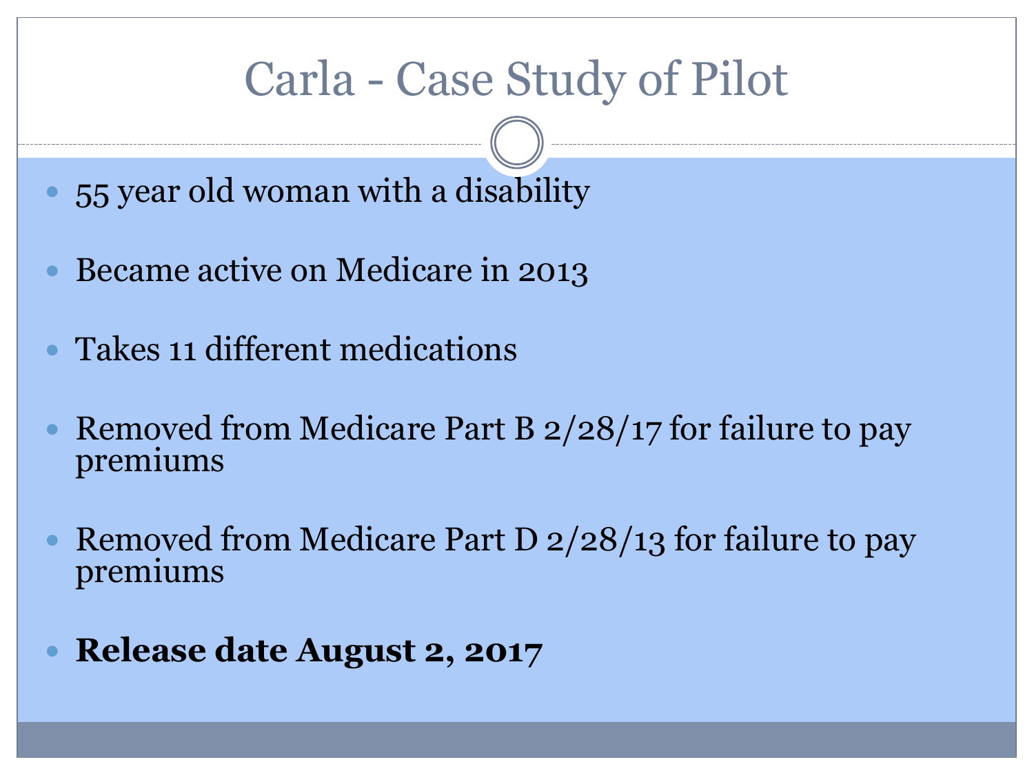# Carla - Case Study of Pilot

- 55 year old woman with a disability
- Became active on Medicare in 2013
- Takes 11 different medications
- Removed from Medicare Part B 2/28/17 for failure to pay premiums
- Removed from Medicare Part D 2/28/13 for failure to pay premiums
- **Release date August 2, 2017**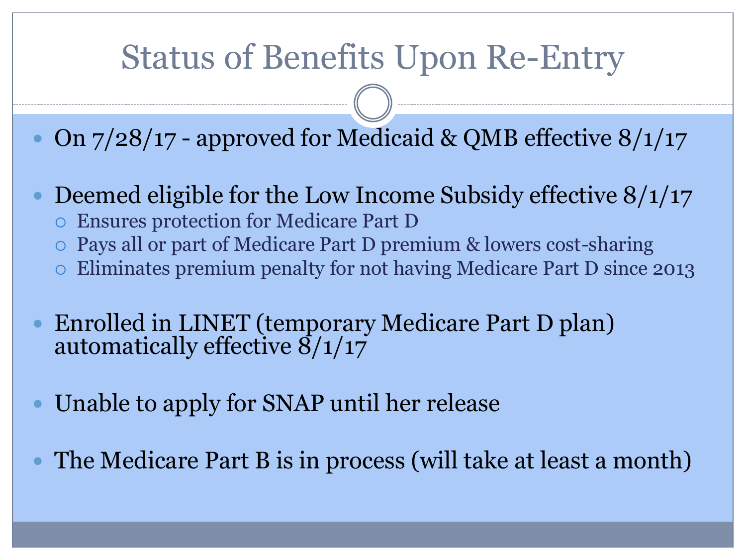# Status of Benefits Upon Re-Entry

- On 7/28/17 - approved for Medicaid & QMB effective 8/1/17
- Deemed eligible for the Low Income Subsidy effective 8/1/17
  - Ensures protection for Medicare Part D
  - Pays all or part of Medicare Part D premium & lowers cost-sharing
  - Eliminates premium penalty for not having Medicare Part D since 2013
- Enrolled in LINET (temporary Medicare Part D plan) automatically effective 8/1/17
- Unable to apply for SNAP until her release
- The Medicare Part B is in process (will take at least a month)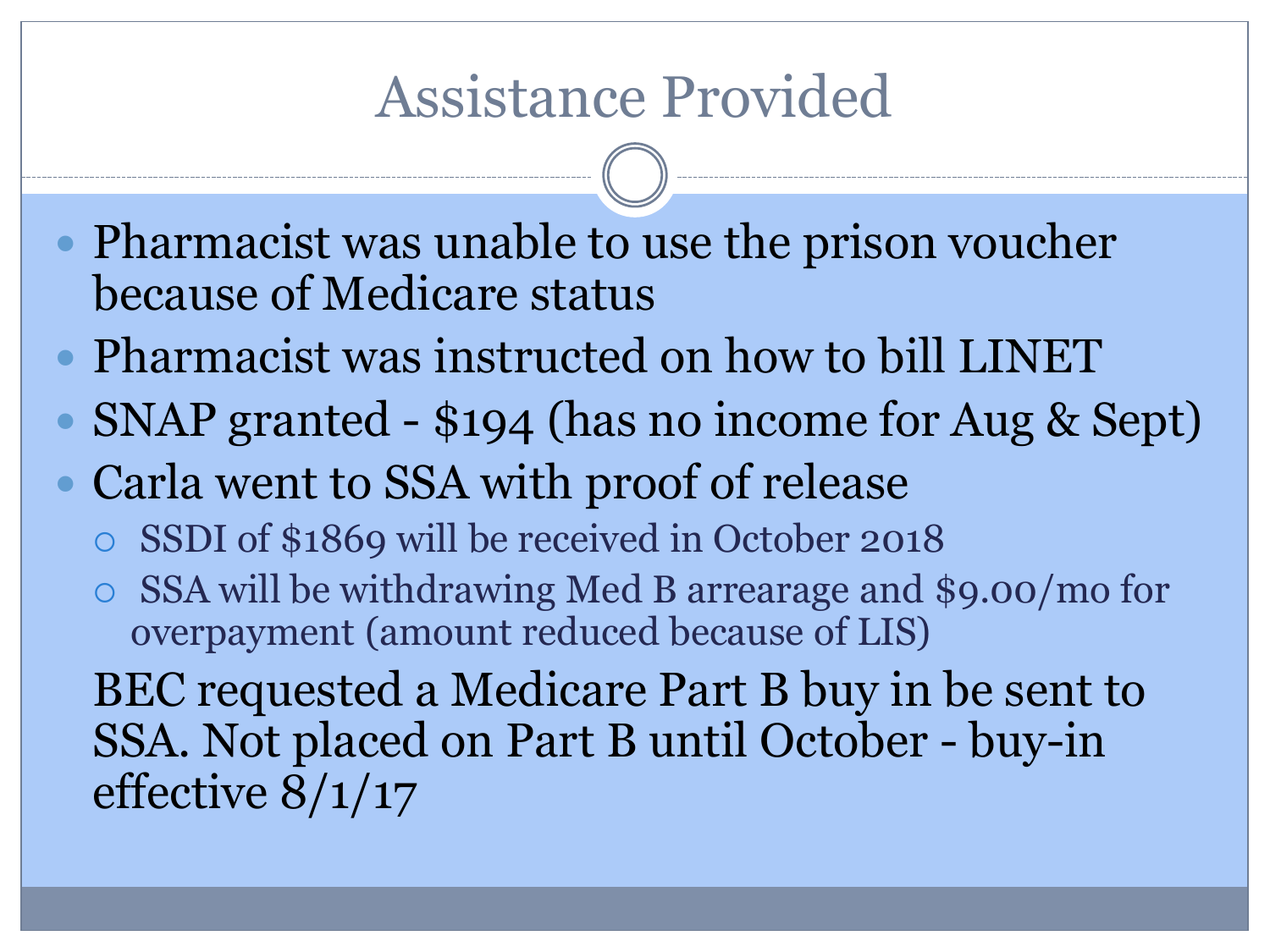# Assistance Provided

- Pharmacist was unable to use the prison voucher because of Medicare status
- Pharmacist was instructed on how to bill LINET
- SNAP granted - $194 (has no income for Aug & Sept)
- Carla went to SSA with proof of release
  - SSDI of $1869 will be received in October 2018
  - SSA will be withdrawing Med B arrearage and $9.00/mo for overpayment (amount reduced because of LIS)

BEC requested a Medicare Part B buy in be sent to SSA. Not placed on Part B until October - buy-in effective 8/1/17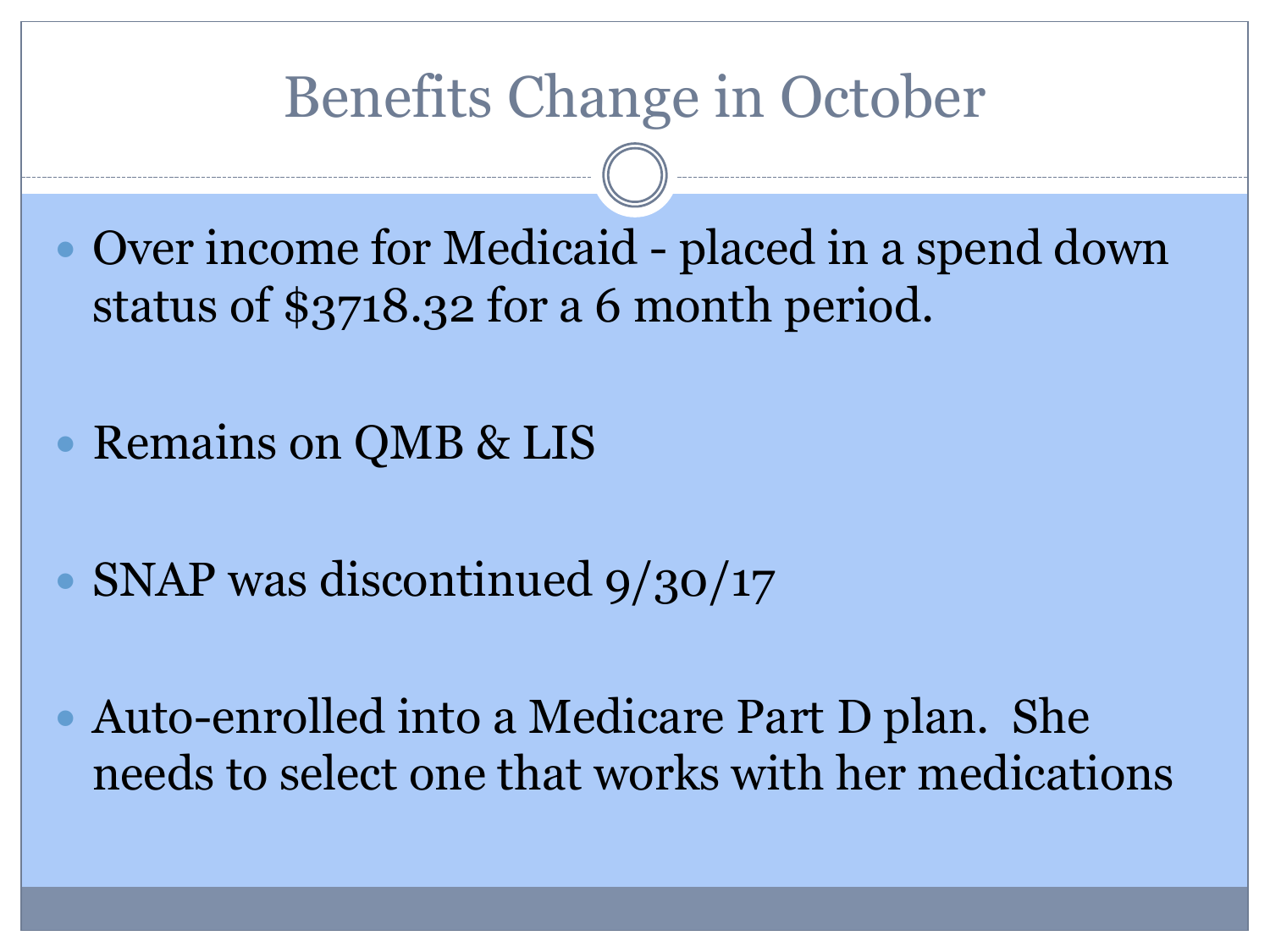# Benefits Change in October

- Over income for Medicaid - placed in a spend down status of $3718.32 for a 6 month period.
- Remains on QMB & LIS
- SNAP was discontinued 9/30/17
- Auto-enrolled into a Medicare Part D plan. She needs to select one that works with her medications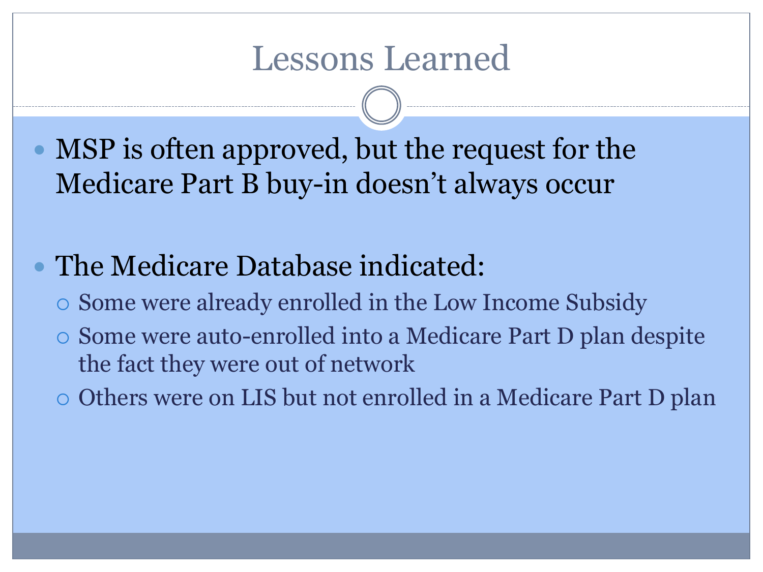# Lessons Learned

- MSP is often approved, but the request for the Medicare Part B buy-in doesn't always occur

- The Medicare Database indicated:
  - Some were already enrolled in the Low Income Subsidy
  - Some were auto-enrolled into a Medicare Part D plan despite the fact they were out of network
  - Others were on LIS but not enrolled in a Medicare Part D plan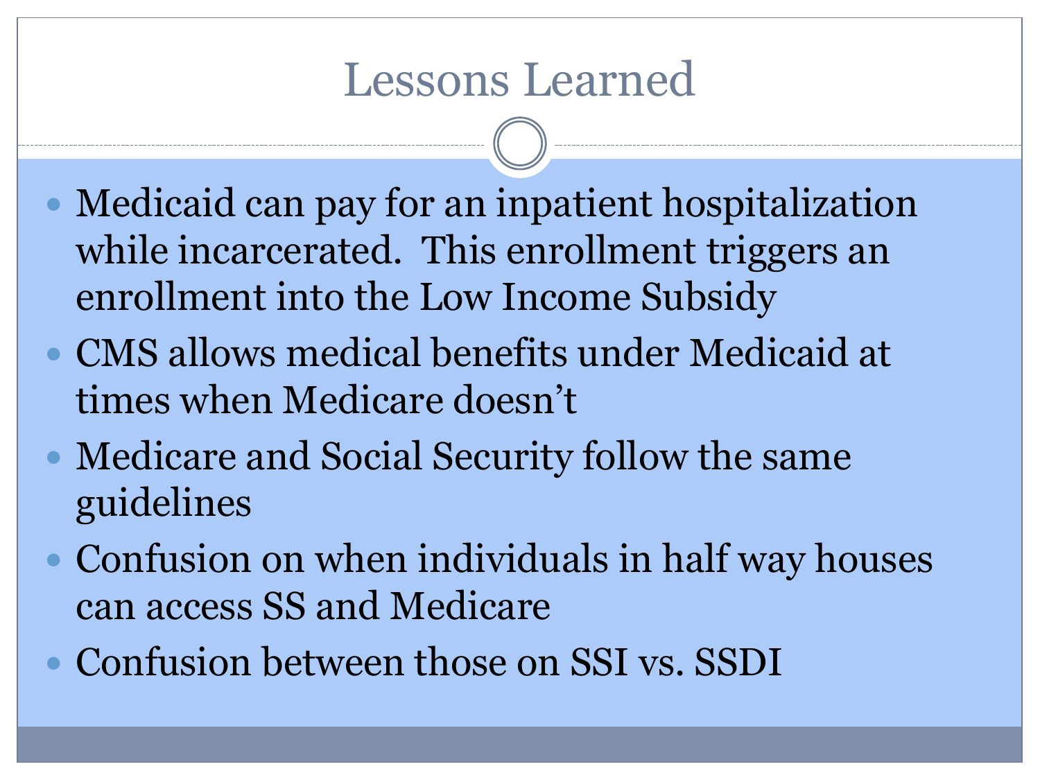# Lessons Learned

- Medicaid can pay for an inpatient hospitalization while incarcerated. This enrollment triggers an enrollment into the Low Income Subsidy
- CMS allows medical benefits under Medicaid at times when Medicare doesn't
- Medicare and Social Security follow the same guidelines
- Confusion on when individuals in half way houses can access SS and Medicare
- Confusion between those on SSI vs. SSDI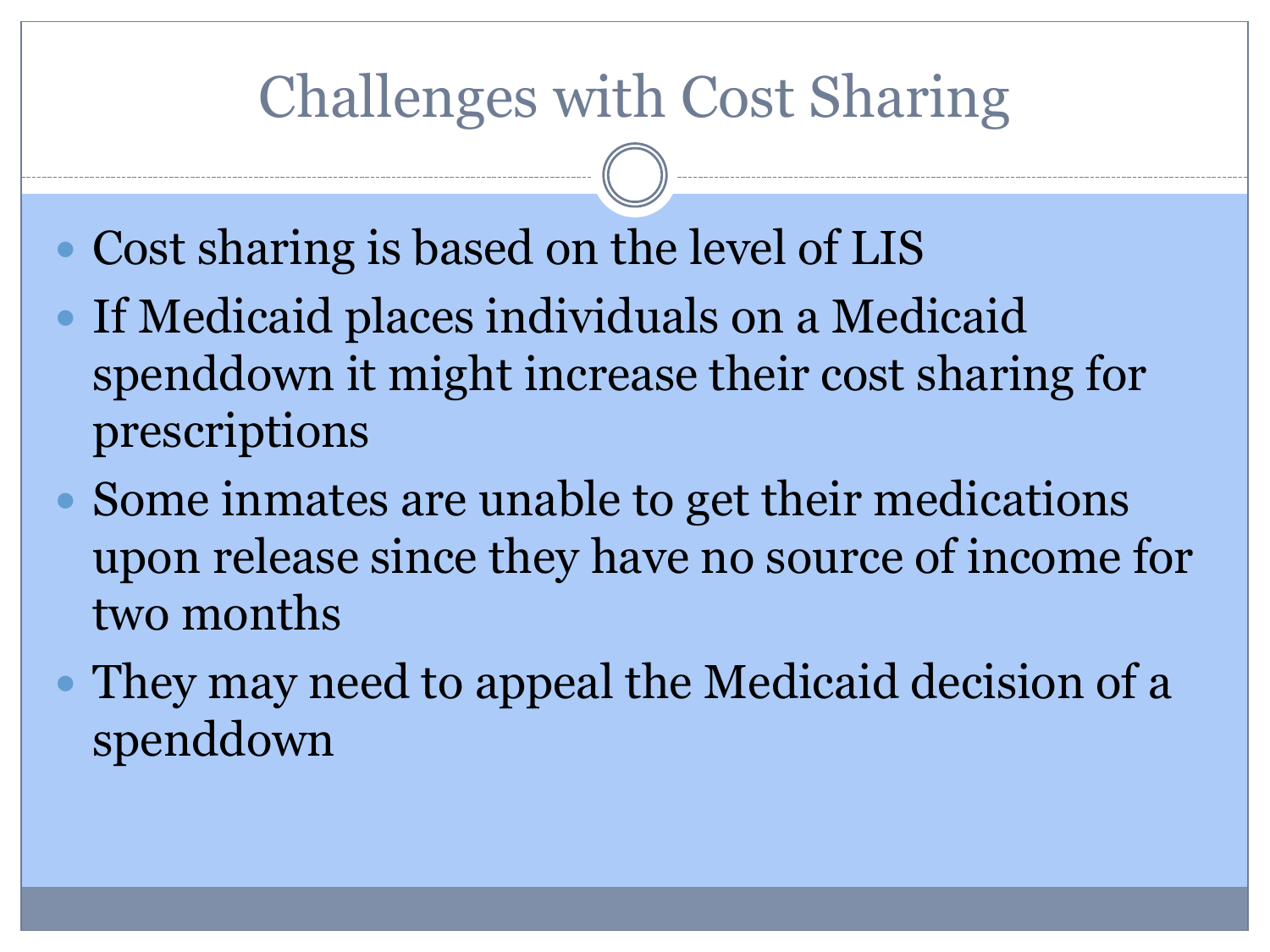# Challenges with Cost Sharing

- Cost sharing is based on the level of LIS
- If Medicaid places individuals on a Medicaid spenddown it might increase their cost sharing for prescriptions
- Some inmates are unable to get their medications upon release since they have no source of income for two months
- They may need to appeal the Medicaid decision of a spenddown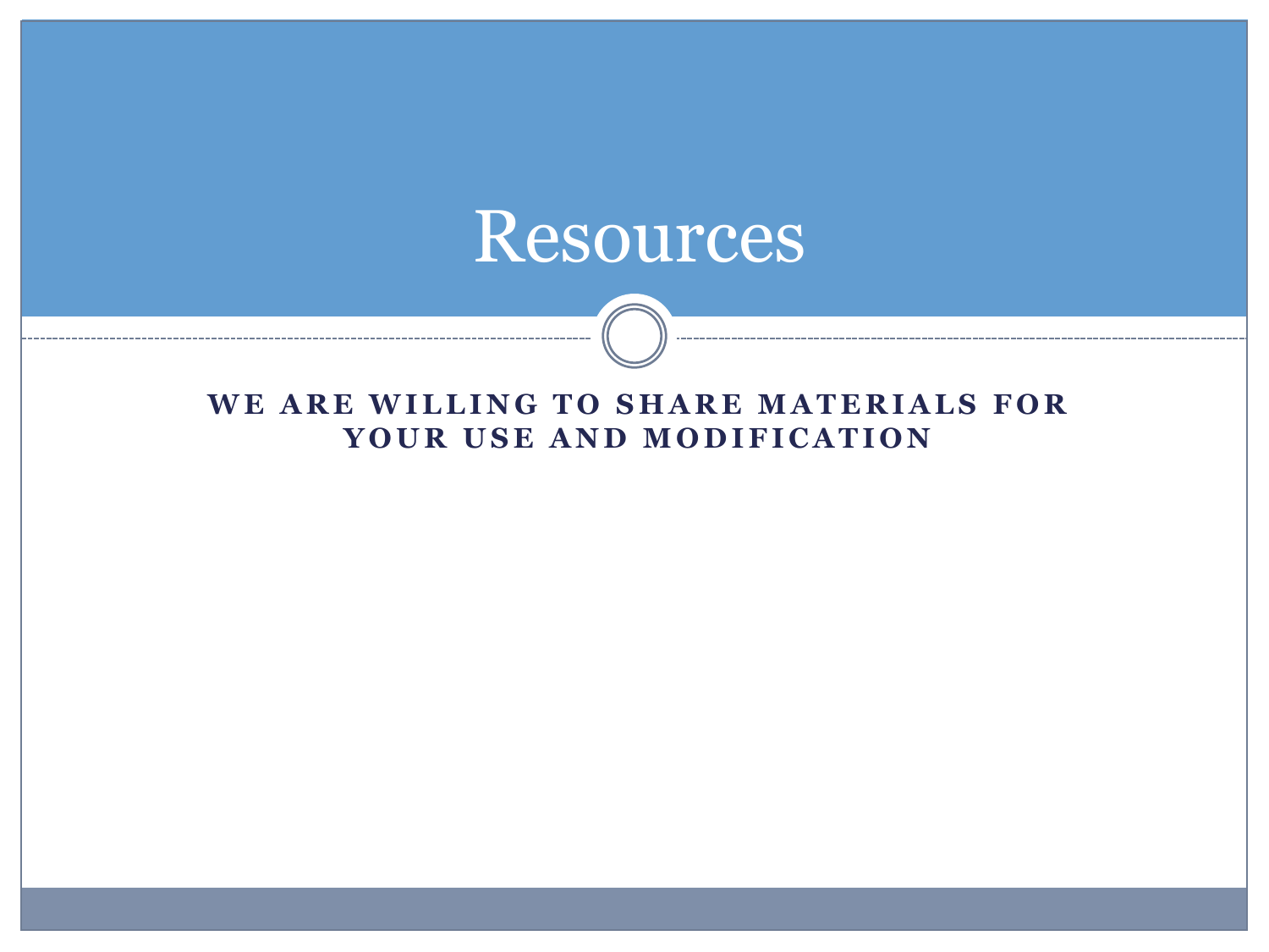# Resources

**WE ARE WILLING TO SHARE MATERIALS FOR YOUR USE AND MODIFICATION**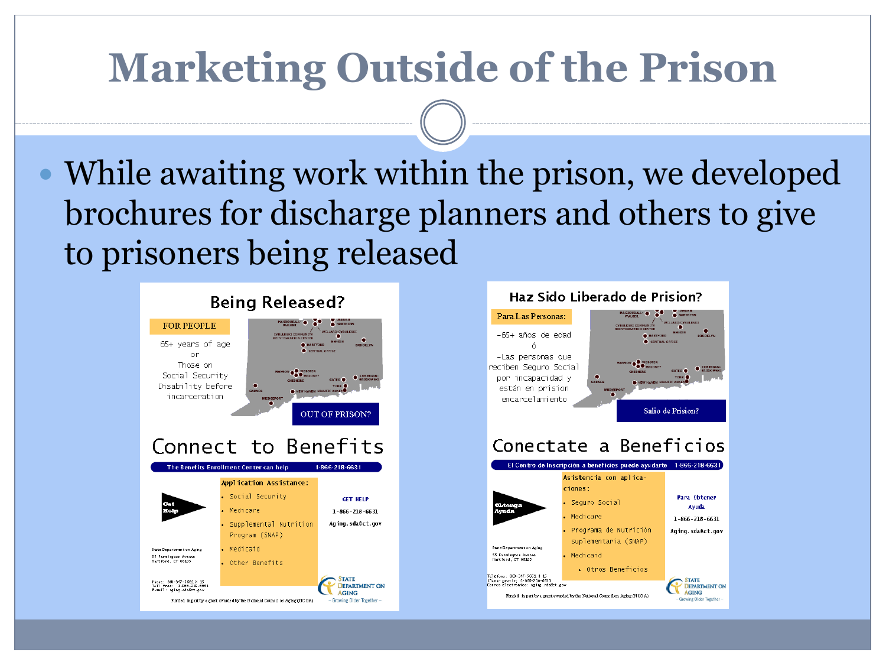# Marketing Outside of the Prison

- While awaiting work within the prison, we developed brochures for discharge planners and others to give to prisoners being released

## Being Released?

FOR PEOPLE

65+ years of age
or
Those on Social Security Disability before incarceration

OUT OF PRISON?

## Connect to Benefits

The Benefits Enrollment Center can help 1-866-218-6631

Get Help

Application Assistance:

- Social Security
- Medicare
- Supplemental Nutrition Program (SNAP)
- Medicaid
- Other Benefits

GET HELP

1-866-218-6631

Aging.sda@ct.gov

State Department on Aging
55 Farmington Avenue
Hartford, CT 06105

STATE DEPARTMENT ON AGING – Growing Older Together –

Funded in part by a grant awarded by the National Council on Aging (NCOA)

## Haz Sido Liberado de Prision?

Para Las Personas:

-65+ años de edad
ó
-Las personas que reciben Seguro Social por incapacidad y están en prision encarcelamiento

Salio de Prision?

## Conectate a Beneficios

El Centro de Inscripción a beneficios puede ayudarte 1-866-218-6631

Obtenga Ayuda

Asistencia con aplicaciones:

- Seguro Social
- Medicare
- Programa de Nutrición suplementaria (SNAP)
- Medicaid
- Otros Beneficios

Para Obtener Ayuda

1-866-218-6631

Aging.sda@ct.gov

State Department on Aging
55 Farmington Avenue
Hartford, CT 06105

STATE DEPARTMENT ON AGING – Growing Older Together –

Funded in part by a grant awarded by the National Council on Aging (NCOA)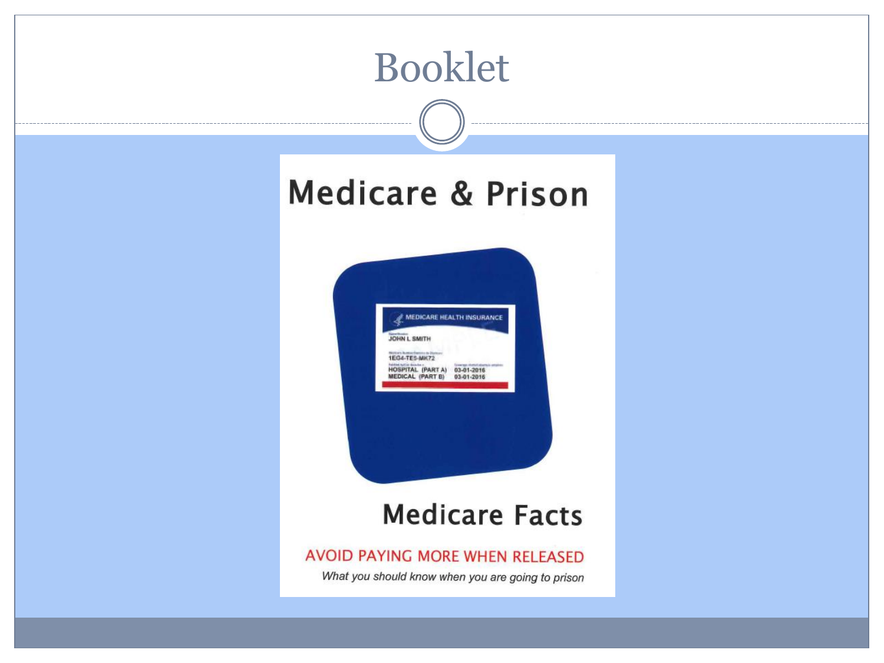# Booklet

## Medicare & Prison

MEDICARE HEALTH INSURANCE

JOHN L SMITH

1EG4-TE5-MK72

HOSPITAL (PART A) 03-01-2016

MEDICAL (PART B) 03-01-2016

## Medicare Facts

AVOID PAYING MORE WHEN RELEASED

*What you should know when you are going to prison*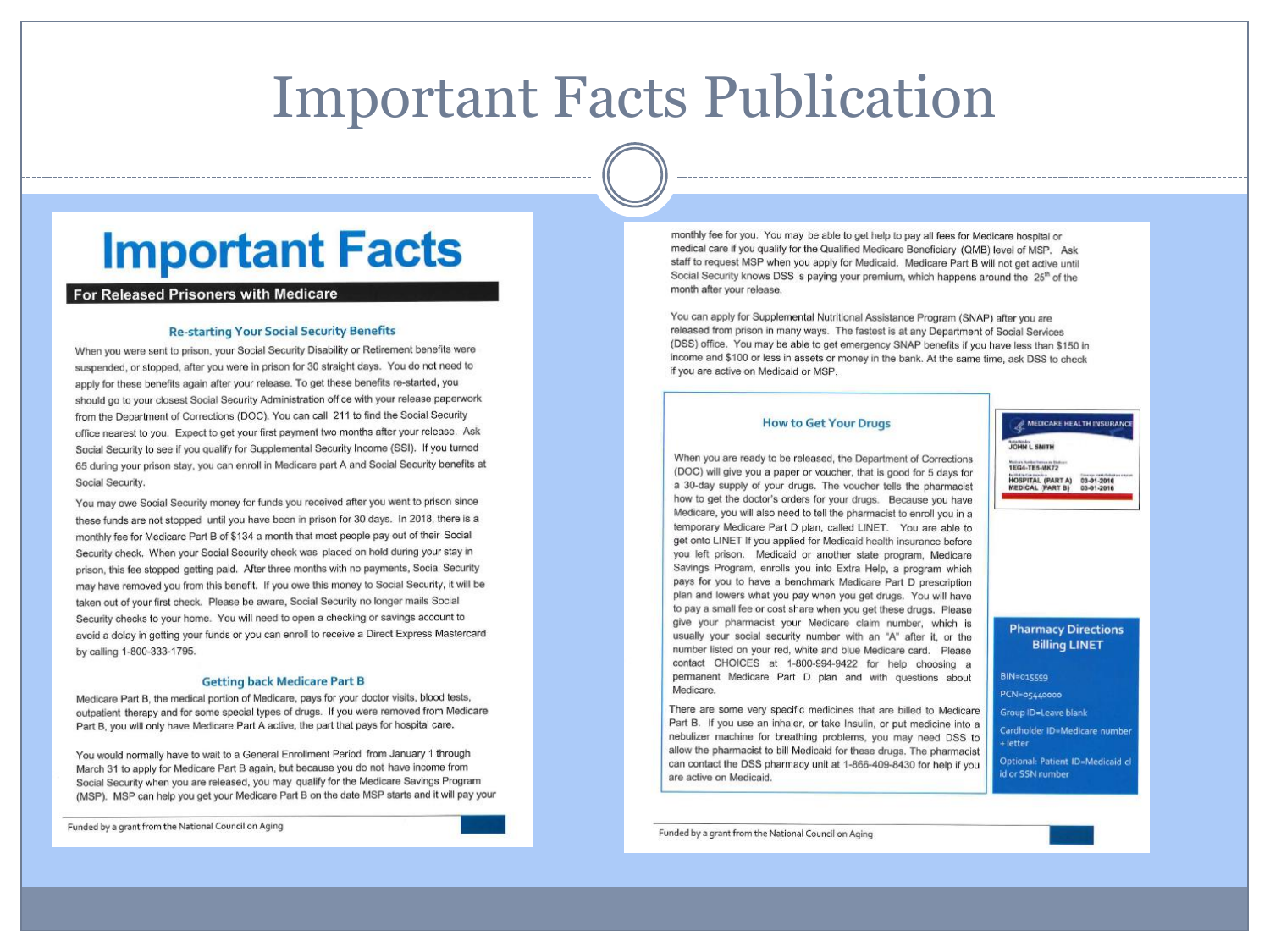# Important Facts Publication

## Important Facts

**For Released Prisoners with Medicare**

### Re-starting Your Social Security Benefits

When you were sent to prison, your Social Security Disability or Retirement benefits were suspended, or stopped, after you were in prison for 30 straight days. You do not need to apply for these benefits again after your release. To get these benefits re-started, you should go to your closest Social Security Administration office with your release paperwork from the Department of Corrections (DOC). You can call 211 to find the Social Security office nearest to you. Expect to get your first payment two months after your release. Ask Social Security to see if you qualify for Supplemental Security Income (SSI). If you turned 65 during your prison stay, you can enroll in Medicare part A and Social Security benefits at Social Security.

You may owe Social Security money for funds you received after you went to prison since these funds are not stopped until you have been in prison for 30 days. In 2018, there is a monthly fee for Medicare Part B of $134 a month that most people pay out of their Social Security check. When your Social Security check was placed on hold during your stay in prison, this fee stopped getting paid. After three months with no payments, Social Security may have removed you from this benefit. If you owe this money to Social Security, it will be taken out of your first check. Please be aware, Social Security no longer mails Social Security checks to your home. You will need to open a checking or savings account to avoid a delay in getting your funds or you can enroll to receive a Direct Express Mastercard by calling 1-800-333-1795.

### Getting back Medicare Part B

Medicare Part B, the medical portion of Medicare, pays for your doctor visits, blood tests, outpatient therapy and for some special types of drugs. If you were removed from Medicare Part B, you will only have Medicare Part A active, the part that pays for hospital care.

You would normally have to wait to a General Enrollment Period from January 1 through March 31 to apply for Medicare Part B again, but because you do not have income from Social Security when you are released, you may qualify for the Medicare Savings Program (MSP). MSP can help you get your Medicare Part B on the date MSP starts and it will pay your monthly fee for you. You may be able to get help to pay all fees for Medicare hospital or medical care if you qualify for the Qualified Medicare Beneficiary (QMB) level of MSP. Ask staff to request MSP when you apply for Medicaid. Medicare Part B will not get active until Social Security knows DSS is paying your premium, which happens around the 25th of the month after your release.

You can apply for Supplemental Nutritional Assistance Program (SNAP) after you are released from prison in many ways. The fastest is at any Department of Social Services (DSS) office. You may be able to get emergency SNAP benefits if you have less than $150 in income and $100 or less in assets or money in the bank. At the same time, ask DSS to check if you are active on Medicaid or MSP.

### How to Get Your Drugs

When you are ready to be released, the Department of Corrections (DOC) will give you a paper or voucher, that is good for 5 days for a 30-day supply of your drugs. The voucher tells the pharmacist how to get the doctor's orders for your drugs. Because you have Medicare, you will also need to tell the pharmacist to enroll you in a temporary Medicare Part D plan, called LINET. You are able to get onto LINET If you applied for Medicaid health insurance before you left prison. Medicaid or another state program, Medicare Savings Program, enrolls you into Extra Help, a program which pays for you to have a benchmark Medicare Part D prescription plan and lowers what you pay when you get drugs. You will have to pay a small fee or cost share when you get these drugs. Please give your pharmacist your Medicare claim number, which is usually your social security number with an "A" after it, or the number listed on your red, white and blue Medicare card. Please contact CHOICES at 1-800-994-9422 for help choosing a permanent Medicare Part D plan and with questions about Medicare.

There are some very specific medicines that are billed to Medicare Part B. If you use an inhaler, or take Insulin, or put medicine into a nebulizer machine for breathing problems, you may need DSS to allow the pharmacist to bill Medicaid for these drugs. The pharmacist can contact the DSS pharmacy unit at 1-866-409-8430 for help if you are active on Medicaid.

MEDICARE HEALTH INSURANCE
JOHN L SMITH
1EG4-TE5-MK72
HOSPITAL (PART A) 03-01-2016
MEDICAL (PART B) 03-01-2016

### Pharmacy Directions Billing LINET

BIN=015559

PCN=05440000

Group ID=Leave blank

Cardholder ID=Medicare number + letter

Optional: Patient ID=Medicaid cl id or SSN number

Funded by a grant from the National Council on Aging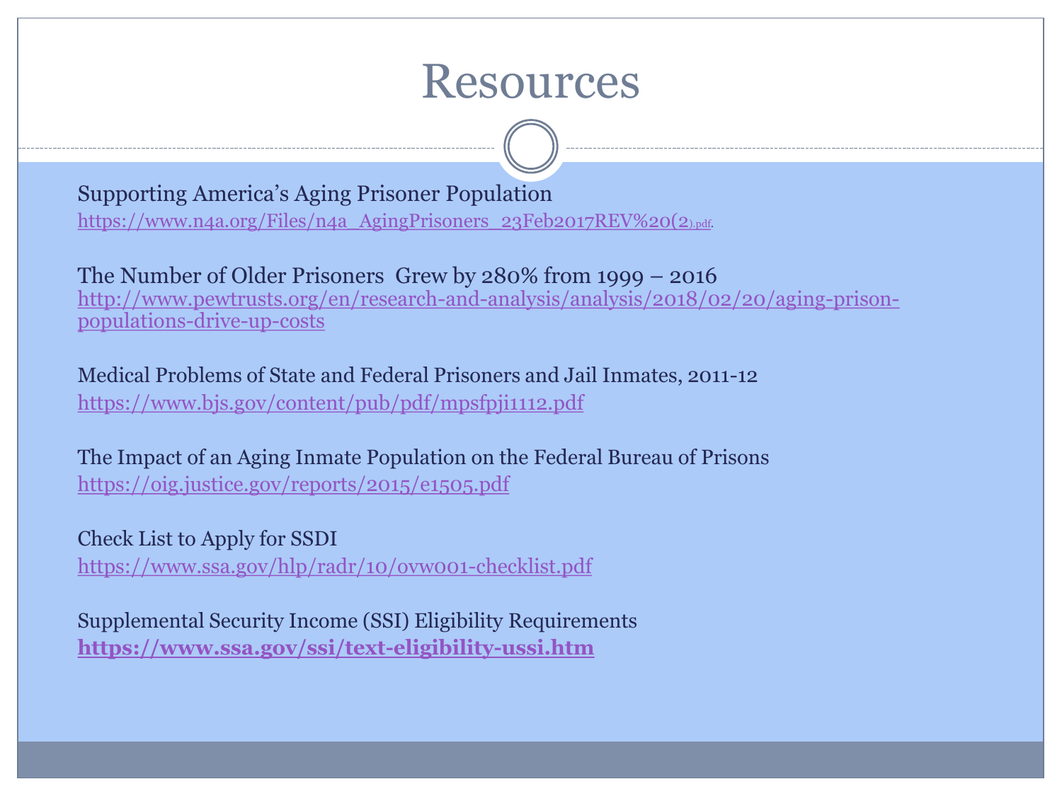# Resources

Supporting America's Aging Prisoner Population
https://www.n4a.org/Files/n4a_AgingPrisoners_23Feb2017REV%20(2).pdf.

The Number of Older Prisoners Grew by 280% from 1999 – 2016
http://www.pewtrusts.org/en/research-and-analysis/analysis/2018/02/20/aging-prison-populations-drive-up-costs

Medical Problems of State and Federal Prisoners and Jail Inmates, 2011-12
https://www.bjs.gov/content/pub/pdf/mpsfpji1112.pdf

The Impact of an Aging Inmate Population on the Federal Bureau of Prisons
https://oig.justice.gov/reports/2015/e1505.pdf

Check List to Apply for SSDI
https://www.ssa.gov/hlp/radr/10/ovw001-checklist.pdf

Supplemental Security Income (SSI) Eligibility Requirements
**https://www.ssa.gov/ssi/text-eligibility-ussi.htm**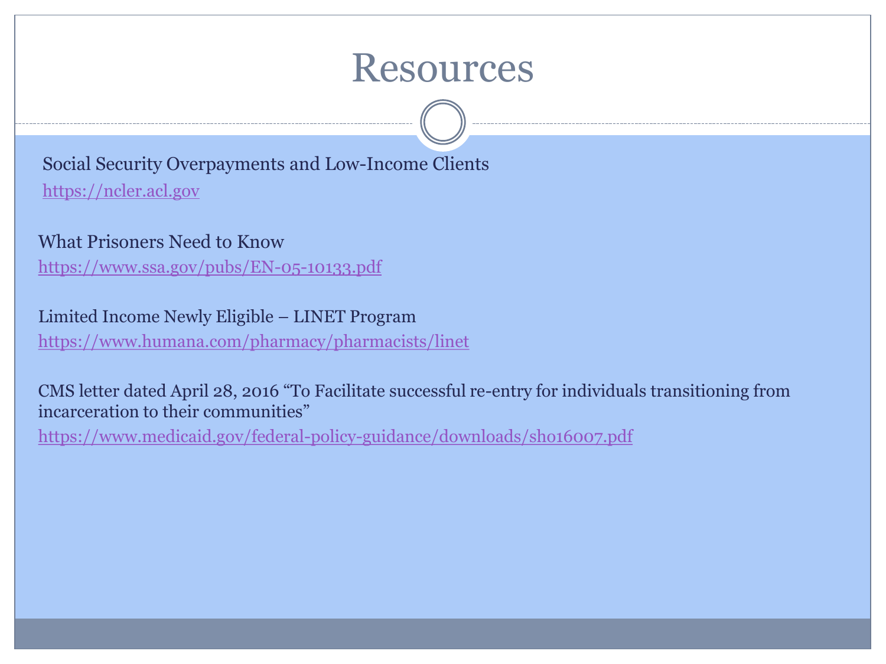# Resources

Social Security Overpayments and Low-Income Clients
https://ncler.acl.gov

What Prisoners Need to Know
https://www.ssa.gov/pubs/EN-05-10133.pdf

Limited Income Newly Eligible – LINET Program
https://www.humana.com/pharmacy/pharmacists/linet

CMS letter dated April 28, 2016 "To Facilitate successful re-entry for individuals transitioning from incarceration to their communities"
https://www.medicaid.gov/federal-policy-guidance/downloads/sho16007.pdf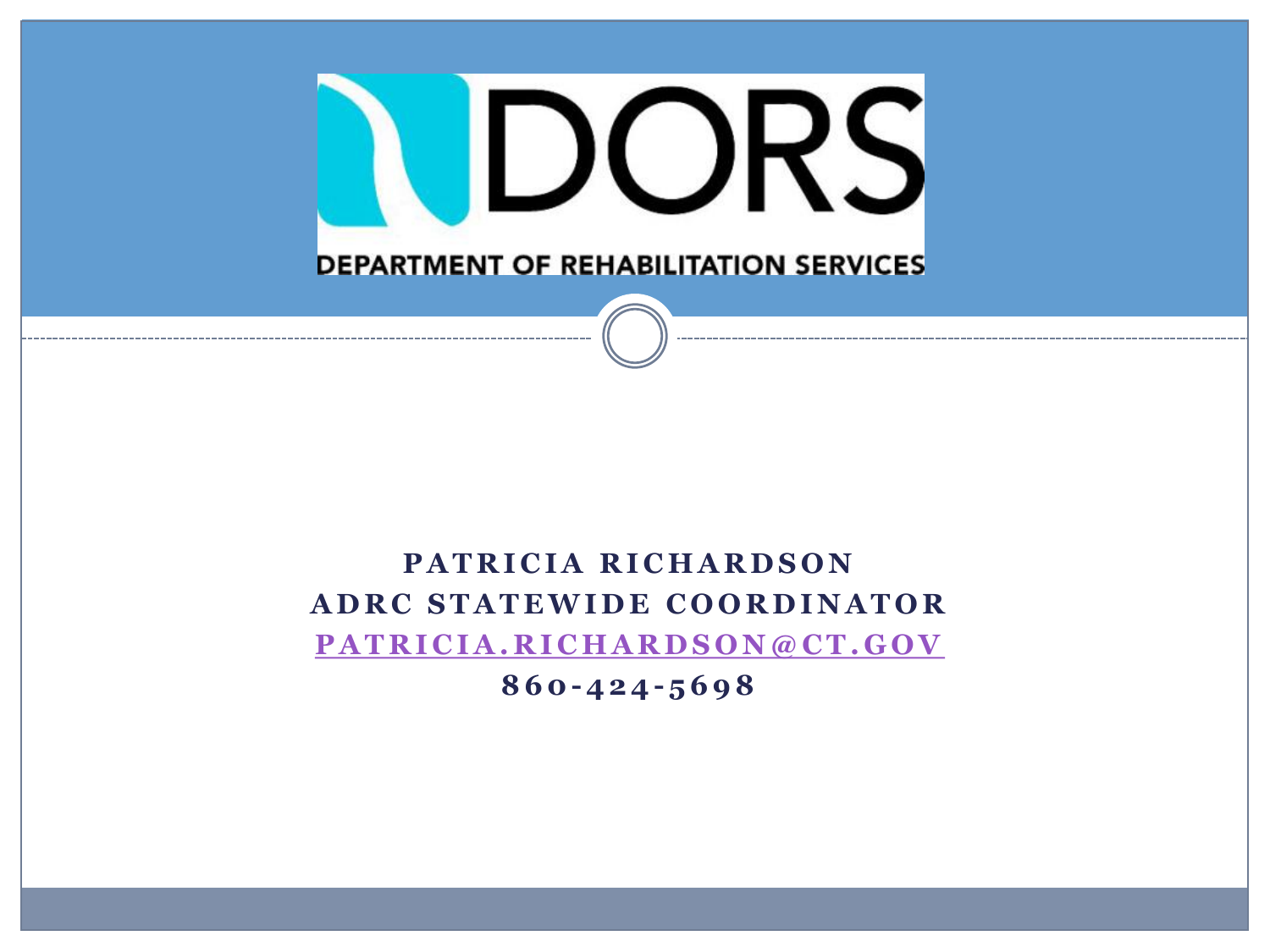DORS

DEPARTMENT OF REHABILITATION SERVICES

**PATRICIA RICHARDSON**
**ADRC STATEWIDE COORDINATOR**
**PATRICIA.RICHARDSON@CT.GOV**
**860-424-5698**